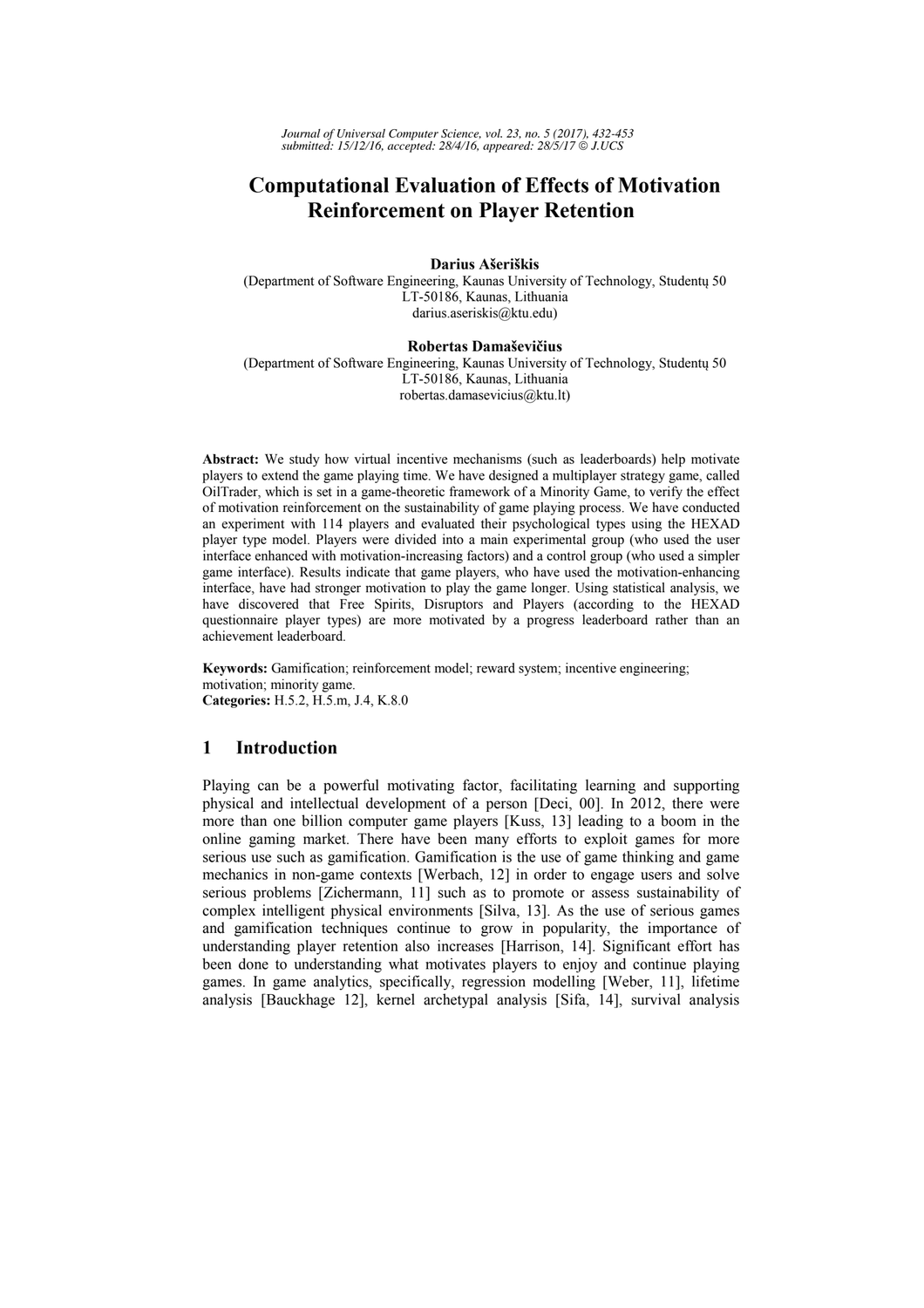# Computational Evaluation of Effects of Motivation Reinforcement on Player Retention

**Darius Ašeriškis**
(Department of Software Engineering, Kaunas University of Technology, Studentų 50
LT-50186, Kaunas, Lithuania
darius.aseriskis@ktu.edu)

**Robertas Damaševičius**
(Department of Software Engineering, Kaunas University of Technology, Studentų 50
LT-50186, Kaunas, Lithuania
robertas.damasevicius@ktu.lt)

**Abstract:** We study how virtual incentive mechanisms (such as leaderboards) help motivate players to extend the game playing time. We have designed a multiplayer strategy game, called OilTrader, which is set in a game-theoretic framework of a Minority Game, to verify the effect of motivation reinforcement on the sustainability of game playing process. We have conducted an experiment with 114 players and evaluated their psychological types using the HEXAD player type model. Players were divided into a main experimental group (who used the user interface enhanced with motivation-increasing factors) and a control group (who used a simpler game interface). Results indicate that game players, who have used the motivation-enhancing interface, have had stronger motivation to play the game longer. Using statistical analysis, we have discovered that Free Spirits, Disruptors and Players (according to the HEXAD questionnaire player types) are more motivated by a progress leaderboard rather than an achievement leaderboard.

**Keywords:** Gamification; reinforcement model; reward system; incentive engineering; motivation; minority game.
**Categories:** H.5.2, H.5.m, J.4, K.8.0

## 1 Introduction

Playing can be a powerful motivating factor, facilitating learning and supporting physical and intellectual development of a person [Deci, 00]. In 2012, there were more than one billion computer game players [Kuss, 13] leading to a boom in the online gaming market. There have been many efforts to exploit games for more serious use such as gamification. Gamification is the use of game thinking and game mechanics in non-game contexts [Werbach, 12] in order to engage users and solve serious problems [Zichermann, 11] such as to promote or assess sustainability of complex intelligent physical environments [Silva, 13]. As the use of serious games and gamification techniques continue to grow in popularity, the importance of understanding player retention also increases [Harrison, 14]. Significant effort has been done to understanding what motivates players to enjoy and continue playing games. In game analytics, specifically, regression modelling [Weber, 11], lifetime analysis [Bauckhage 12], kernel archetypal analysis [Sifa, 14], survival analysis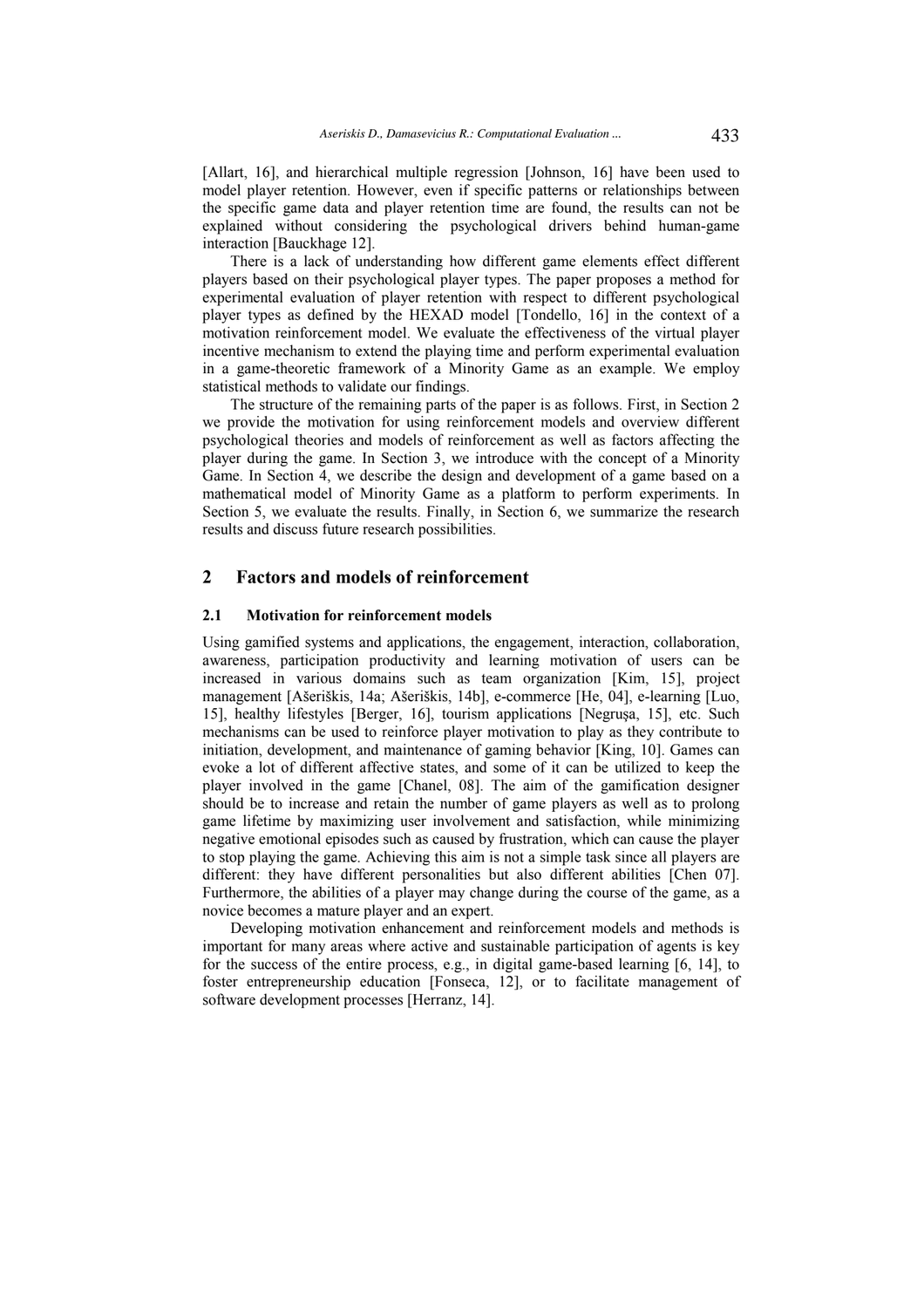[Allart, 16], and hierarchical multiple regression [Johnson, 16] have been used to model player retention. However, even if specific patterns or relationships between the specific game data and player retention time are found, the results can not be explained without considering the psychological drivers behind human-game interaction [Bauckhage 12].

There is a lack of understanding how different game elements effect different players based on their psychological player types. The paper proposes a method for experimental evaluation of player retention with respect to different psychological player types as defined by the HEXAD model [Tondello, 16] in the context of a motivation reinforcement model. We evaluate the effectiveness of the virtual player incentive mechanism to extend the playing time and perform experimental evaluation in a game-theoretic framework of a Minority Game as an example. We employ statistical methods to validate our findings.

The structure of the remaining parts of the paper is as follows. First, in Section 2 we provide the motivation for using reinforcement models and overview different psychological theories and models of reinforcement as well as factors affecting the player during the game. In Section 3, we introduce with the concept of a Minority Game. In Section 4, we describe the design and development of a game based on a mathematical model of Minority Game as a platform to perform experiments. In Section 5, we evaluate the results. Finally, in Section 6, we summarize the research results and discuss future research possibilities.

## 2 Factors and models of reinforcement

### 2.1 Motivation for reinforcement models

Using gamified systems and applications, the engagement, interaction, collaboration, awareness, participation productivity and learning motivation of users can be increased in various domains such as team organization [Kim, 15], project management [Ašeriškis, 14a; Ašeriškis, 14b], e-commerce [He, 04], e-learning [Luo, 15], healthy lifestyles [Berger, 16], tourism applications [Negrușa, 15], etc. Such mechanisms can be used to reinforce player motivation to play as they contribute to initiation, development, and maintenance of gaming behavior [King, 10]. Games can evoke a lot of different affective states, and some of it can be utilized to keep the player involved in the game [Chanel, 08]. The aim of the gamification designer should be to increase and retain the number of game players as well as to prolong game lifetime by maximizing user involvement and satisfaction, while minimizing negative emotional episodes such as caused by frustration, which can cause the player to stop playing the game. Achieving this aim is not a simple task since all players are different: they have different personalities but also different abilities [Chen 07]. Furthermore, the abilities of a player may change during the course of the game, as a novice becomes a mature player and an expert.

Developing motivation enhancement and reinforcement models and methods is important for many areas where active and sustainable participation of agents is key for the success of the entire process, e.g., in digital game-based learning [6, 14], to foster entrepreneurship education [Fonseca, 12], or to facilitate management of software development processes [Herranz, 14].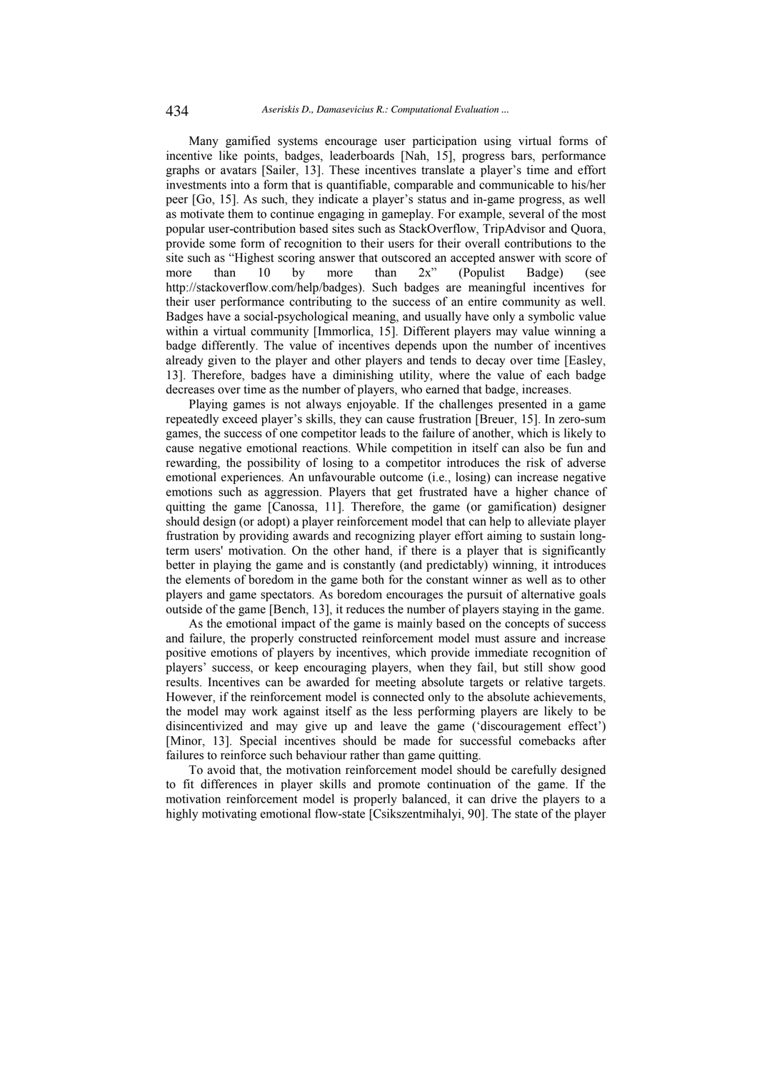Many gamified systems encourage user participation using virtual forms of incentive like points, badges, leaderboards [Nah, 15], progress bars, performance graphs or avatars [Sailer, 13]. These incentives translate a player's time and effort investments into a form that is quantifiable, comparable and communicable to his/her peer [Go, 15]. As such, they indicate a player's status and in-game progress, as well as motivate them to continue engaging in gameplay. For example, several of the most popular user-contribution based sites such as StackOverflow, TripAdvisor and Quora, provide some form of recognition to their users for their overall contributions to the site such as "Highest scoring answer that outscored an accepted answer with score of more than 10 by more than 2x" (Populist Badge) (see http://stackoverflow.com/help/badges). Such badges are meaningful incentives for their user performance contributing to the success of an entire community as well. Badges have a social-psychological meaning, and usually have only a symbolic value within a virtual community [Immorlica, 15]. Different players may value winning a badge differently. The value of incentives depends upon the number of incentives already given to the player and other players and tends to decay over time [Easley, 13]. Therefore, badges have a diminishing utility, where the value of each badge decreases over time as the number of players, who earned that badge, increases.

Playing games is not always enjoyable. If the challenges presented in a game repeatedly exceed player's skills, they can cause frustration [Breuer, 15]. In zero-sum games, the success of one competitor leads to the failure of another, which is likely to cause negative emotional reactions. While competition in itself can also be fun and rewarding, the possibility of losing to a competitor introduces the risk of adverse emotional experiences. An unfavourable outcome (i.e., losing) can increase negative emotions such as aggression. Players that get frustrated have a higher chance of quitting the game [Canossa, 11]. Therefore, the game (or gamification) designer should design (or adopt) a player reinforcement model that can help to alleviate player frustration by providing awards and recognizing player effort aiming to sustain long-term users' motivation. On the other hand, if there is a player that is significantly better in playing the game and is constantly (and predictably) winning, it introduces the elements of boredom in the game both for the constant winner as well as to other players and game spectators. As boredom encourages the pursuit of alternative goals outside of the game [Bench, 13], it reduces the number of players staying in the game.

As the emotional impact of the game is mainly based on the concepts of success and failure, the properly constructed reinforcement model must assure and increase positive emotions of players by incentives, which provide immediate recognition of players' success, or keep encouraging players, when they fail, but still show good results. Incentives can be awarded for meeting absolute targets or relative targets. However, if the reinforcement model is connected only to the absolute achievements, the model may work against itself as the less performing players are likely to be disincentivized and may give up and leave the game ('discouragement effect') [Minor, 13]. Special incentives should be made for successful comebacks after failures to reinforce such behaviour rather than game quitting.

To avoid that, the motivation reinforcement model should be carefully designed to fit differences in player skills and promote continuation of the game. If the motivation reinforcement model is properly balanced, it can drive the players to a highly motivating emotional flow-state [Csikszentmihalyi, 90]. The state of the player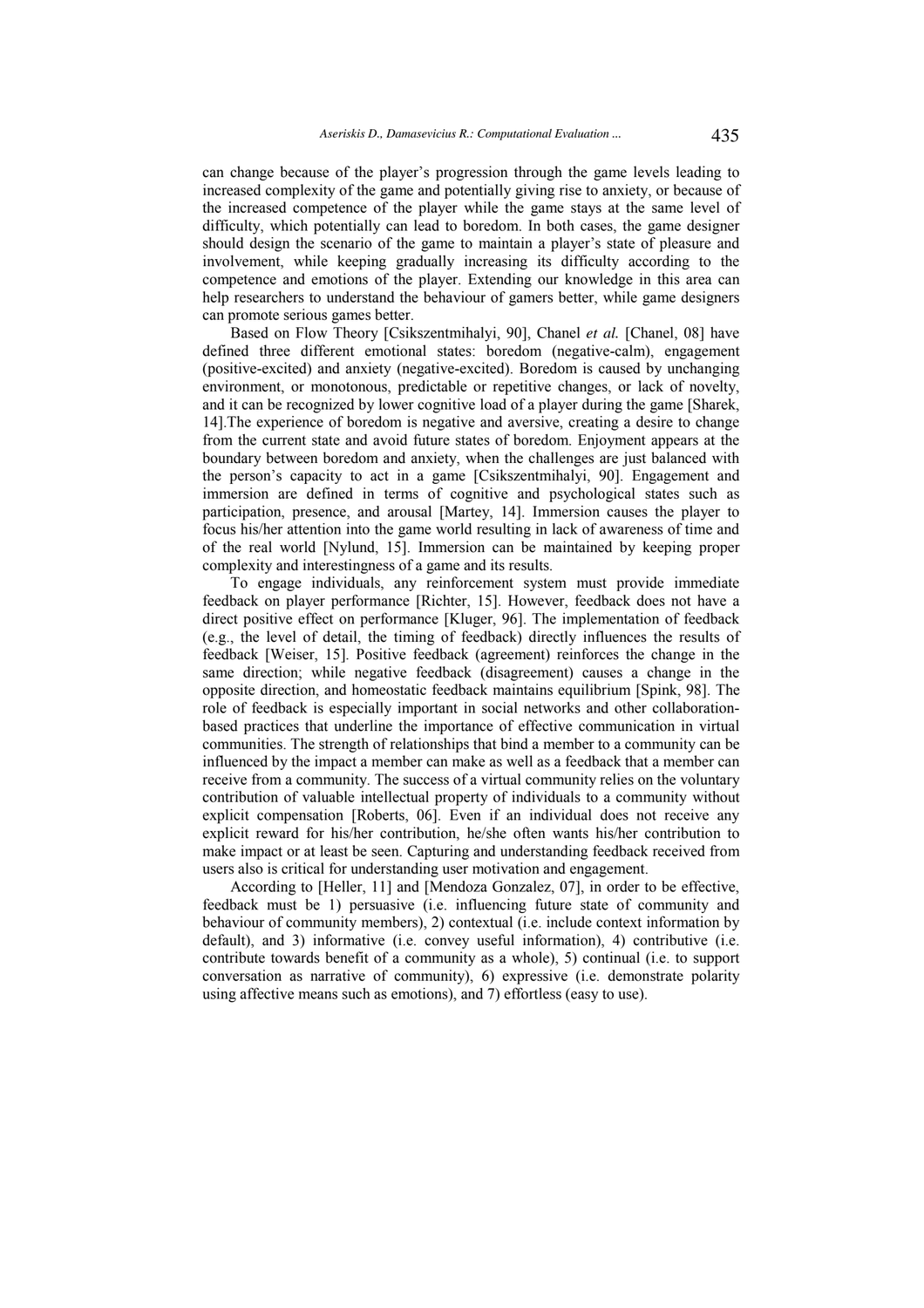can change because of the player's progression through the game levels leading to increased complexity of the game and potentially giving rise to anxiety, or because of the increased competence of the player while the game stays at the same level of difficulty, which potentially can lead to boredom. In both cases, the game designer should design the scenario of the game to maintain a player's state of pleasure and involvement, while keeping gradually increasing its difficulty according to the competence and emotions of the player. Extending our knowledge in this area can help researchers to understand the behaviour of gamers better, while game designers can promote serious games better.

Based on Flow Theory [Csikszentmihalyi, 90], Chanel *et al.* [Chanel, 08] have defined three different emotional states: boredom (negative-calm), engagement (positive-excited) and anxiety (negative-excited). Boredom is caused by unchanging environment, or monotonous, predictable or repetitive changes, or lack of novelty, and it can be recognized by lower cognitive load of a player during the game [Sharek, 14].The experience of boredom is negative and aversive, creating a desire to change from the current state and avoid future states of boredom. Enjoyment appears at the boundary between boredom and anxiety, when the challenges are just balanced with the person's capacity to act in a game [Csikszentmihalyi, 90]. Engagement and immersion are defined in terms of cognitive and psychological states such as participation, presence, and arousal [Martey, 14]. Immersion causes the player to focus his/her attention into the game world resulting in lack of awareness of time and of the real world [Nylund, 15]. Immersion can be maintained by keeping proper complexity and interestingness of a game and its results.

To engage individuals, any reinforcement system must provide immediate feedback on player performance [Richter, 15]. However, feedback does not have a direct positive effect on performance [Kluger, 96]. The implementation of feedback (e.g., the level of detail, the timing of feedback) directly influences the results of feedback [Weiser, 15]. Positive feedback (agreement) reinforces the change in the same direction; while negative feedback (disagreement) causes a change in the opposite direction, and homeostatic feedback maintains equilibrium [Spink, 98]. The role of feedback is especially important in social networks and other collaboration-based practices that underline the importance of effective communication in virtual communities. The strength of relationships that bind a member to a community can be influenced by the impact a member can make as well as a feedback that a member can receive from a community. The success of a virtual community relies on the voluntary contribution of valuable intellectual property of individuals to a community without explicit compensation [Roberts, 06]. Even if an individual does not receive any explicit reward for his/her contribution, he/she often wants his/her contribution to make impact or at least be seen. Capturing and understanding feedback received from users also is critical for understanding user motivation and engagement.

According to [Heller, 11] and [Mendoza Gonzalez, 07], in order to be effective, feedback must be 1) persuasive (i.e. influencing future state of community and behaviour of community members), 2) contextual (i.e. include context information by default), and 3) informative (i.e. convey useful information), 4) contributive (i.e. contribute towards benefit of a community as a whole), 5) continual (i.e. to support conversation as narrative of community), 6) expressive (i.e. demonstrate polarity using affective means such as emotions), and 7) effortless (easy to use).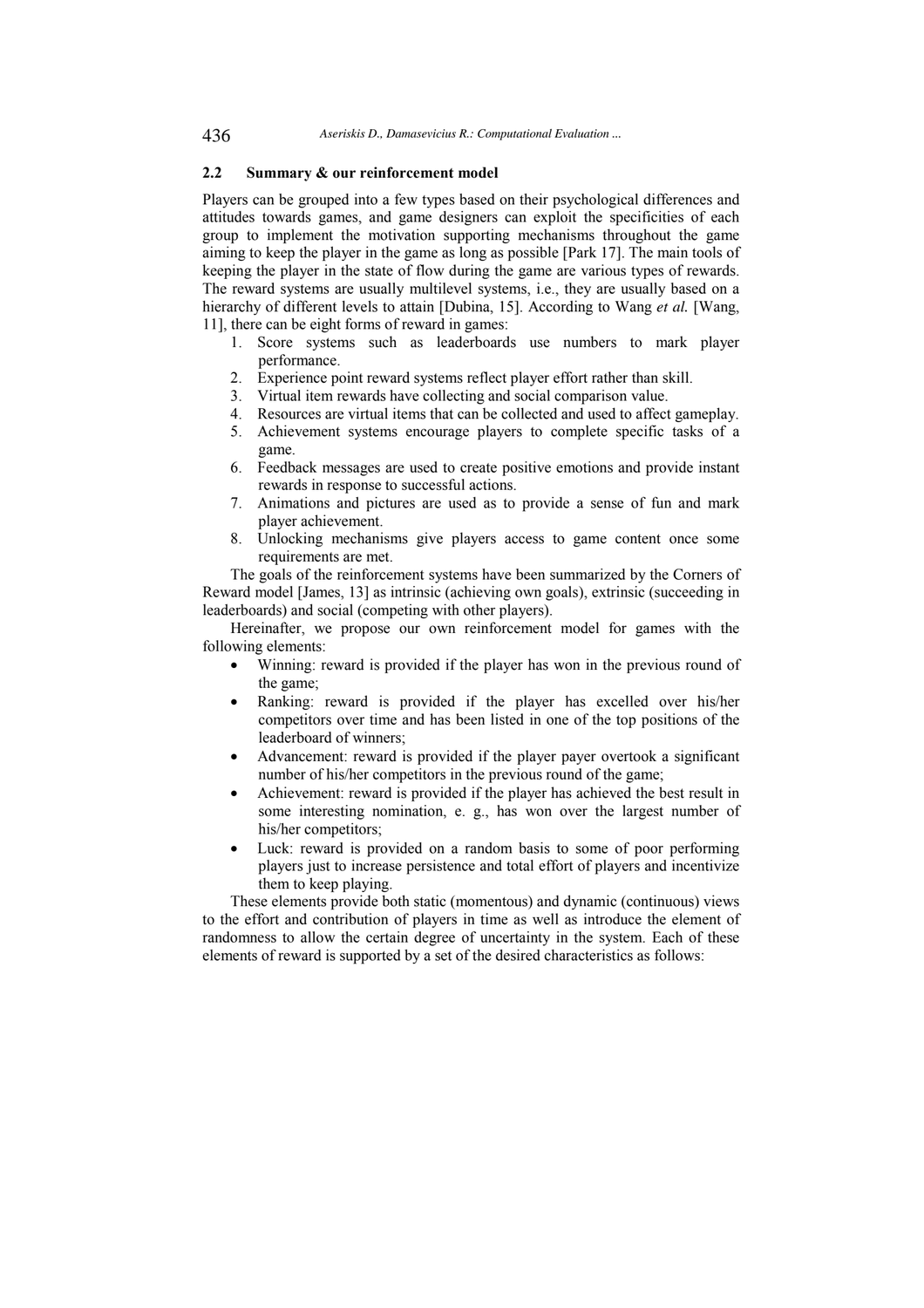### 2.2 Summary & our reinforcement model

Players can be grouped into a few types based on their psychological differences and attitudes towards games, and game designers can exploit the specificities of each group to implement the motivation supporting mechanisms throughout the game aiming to keep the player in the game as long as possible [Park 17]. The main tools of keeping the player in the state of flow during the game are various types of rewards. The reward systems are usually multilevel systems, i.e., they are usually based on a hierarchy of different levels to attain [Dubina, 15]. According to Wang *et al.* [Wang, 11], there can be eight forms of reward in games:

1. Score systems such as leaderboards use numbers to mark player performance.
2. Experience point reward systems reflect player effort rather than skill.
3. Virtual item rewards have collecting and social comparison value.
4. Resources are virtual items that can be collected and used to affect gameplay.
5. Achievement systems encourage players to complete specific tasks of a game.
6. Feedback messages are used to create positive emotions and provide instant rewards in response to successful actions.
7. Animations and pictures are used as to provide a sense of fun and mark player achievement.
8. Unlocking mechanisms give players access to game content once some requirements are met.

The goals of the reinforcement systems have been summarized by the Corners of Reward model [James, 13] as intrinsic (achieving own goals), extrinsic (succeeding in leaderboards) and social (competing with other players).

Hereinafter, we propose our own reinforcement model for games with the following elements:

- Winning: reward is provided if the player has won in the previous round of the game;
- Ranking: reward is provided if the player has excelled over his/her competitors over time and has been listed in one of the top positions of the leaderboard of winners;
- Advancement: reward is provided if the player payer overtook a significant number of his/her competitors in the previous round of the game;
- Achievement: reward is provided if the player has achieved the best result in some interesting nomination, e. g., has won over the largest number of his/her competitors;
- Luck: reward is provided on a random basis to some of poor performing players just to increase persistence and total effort of players and incentivize them to keep playing.

These elements provide both static (momentous) and dynamic (continuous) views to the effort and contribution of players in time as well as introduce the element of randomness to allow the certain degree of uncertainty in the system. Each of these elements of reward is supported by a set of the desired characteristics as follows: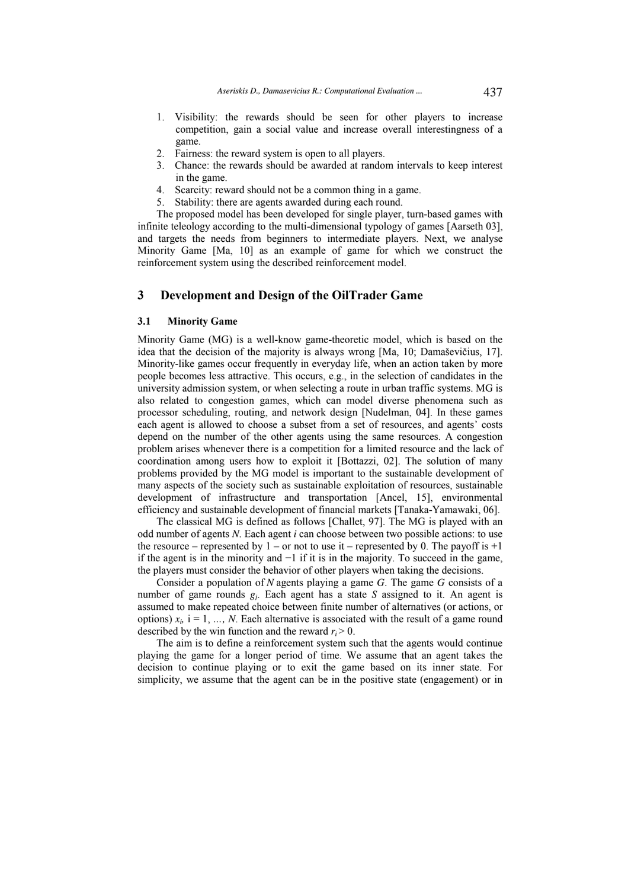1. Visibility: the rewards should be seen for other players to increase competition, gain a social value and increase overall interestingness of a game.
2. Fairness: the reward system is open to all players.
3. Chance: the rewards should be awarded at random intervals to keep interest in the game.
4. Scarcity: reward should not be a common thing in a game.
5. Stability: there are agents awarded during each round.

The proposed model has been developed for single player, turn-based games with infinite teleology according to the multi-dimensional typology of games [Aarseth 03], and targets the needs from beginners to intermediate players. Next, we analyse Minority Game [Ma, 10] as an example of game for which we construct the reinforcement system using the described reinforcement model.

## 3 Development and Design of the OilTrader Game

### 3.1 Minority Game

Minority Game (MG) is a well-know game-theoretic model, which is based on the idea that the decision of the majority is always wrong [Ma, 10; Damaševičius, 17]. Minority-like games occur frequently in everyday life, when an action taken by more people becomes less attractive. This occurs, e.g., in the selection of candidates in the university admission system, or when selecting a route in urban traffic systems. MG is also related to congestion games, which can model diverse phenomena such as processor scheduling, routing, and network design [Nudelman, 04]. In these games each agent is allowed to choose a subset from a set of resources, and agents' costs depend on the number of the other agents using the same resources. A congestion problem arises whenever there is a competition for a limited resource and the lack of coordination among users how to exploit it [Bottazzi, 02]. The solution of many problems provided by the MG model is important to the sustainable development of many aspects of the society such as sustainable exploitation of resources, sustainable development of infrastructure and transportation [Ancel, 15], environmental efficiency and sustainable development of financial markets [Tanaka-Yamawaki, 06].

The classical MG is defined as follows [Challet, 97]. The MG is played with an odd number of agents $N$. Each agent $i$ can choose between two possible actions: to use the resource – represented by 1 – or not to use it – represented by 0. The payoff is +1 if the agent is in the minority and −1 if it is in the majority. To succeed in the game, the players must consider the behavior of other players when taking the decisions.

Consider a population of $N$ agents playing a game $G$. The game $G$ consists of a number of game rounds $g_i$. Each agent has a state $S$ assigned to it. An agent is assumed to make repeated choice between finite number of alternatives (or actions, or options) $x_i$, $i = 1, \ldots, N$. Each alternative is associated with the result of a game round described by the win function and the reward $r_i > 0$.

The aim is to define a reinforcement system such that the agents would continue playing the game for a longer period of time. We assume that an agent takes the decision to continue playing or to exit the game based on its inner state. For simplicity, we assume that the agent can be in the positive state (engagement) or in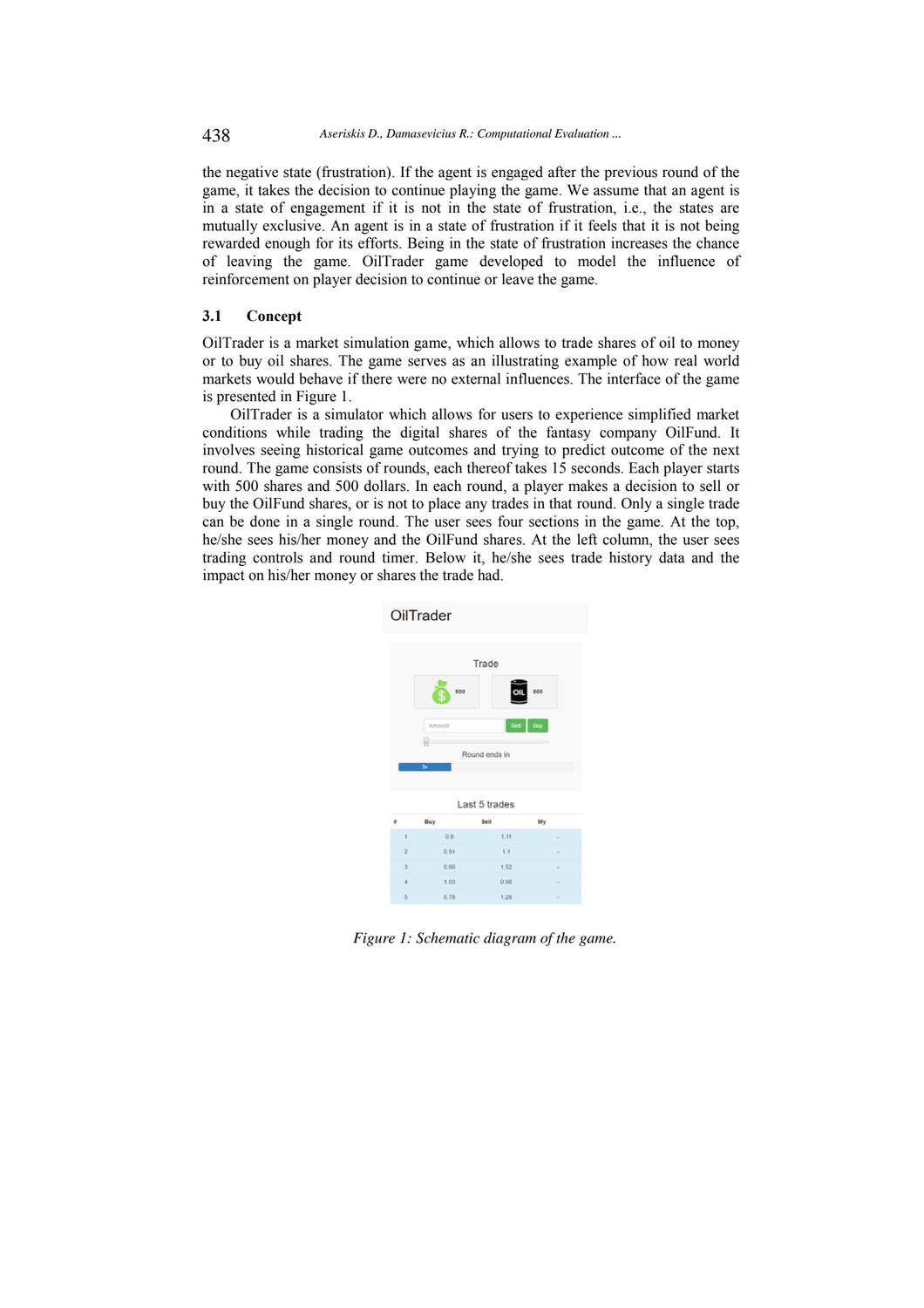the negative state (frustration). If the agent is engaged after the previous round of the game, it takes the decision to continue playing the game. We assume that an agent is in a state of engagement if it is not in the state of frustration, i.e., the states are mutually exclusive. An agent is in a state of frustration if it feels that it is not being rewarded enough for its efforts. Being in the state of frustration increases the chance of leaving the game. OilTrader game developed to model the influence of reinforcement on player decision to continue or leave the game.

### 3.1 Concept

OilTrader is a market simulation game, which allows to trade shares of oil to money or to buy oil shares. The game serves as an illustrating example of how real world markets would behave if there were no external influences. The interface of the game is presented in Figure 1.

OilTrader is a simulator which allows for users to experience simplified market conditions while trading the digital shares of the fantasy company OilFund. It involves seeing historical game outcomes and trying to predict outcome of the next round. The game consists of rounds, each thereof takes 15 seconds. Each player starts with 500 shares and 500 dollars. In each round, a player makes a decision to sell or buy the OilFund shares, or is not to place any trades in that round. Only a single trade can be done in a single round. The user sees four sections in the game. At the top, he/she sees his/her money and the OilFund shares. At the left column, the user sees trading controls and round timer. Below it, he/she sees trade history data and the impact on his/her money or shares the trade had.

OilTrader

Trade

500 | 500

Amount | Sell | Buy

Round ends in

Last 5 trades

| # | Buy | Sell | My |
|---|---|---|---|
| 1 | 0.9 | 1.11 | - |
| 2 | 0.91 | 1.1 | - |
| 3 | 0.66 | 1.52 | - |
| 4 | 1.03 | 0.98 | - |
| 5 | 0.78 | 1.28 | - |

*Figure 1: Schematic diagram of the game.*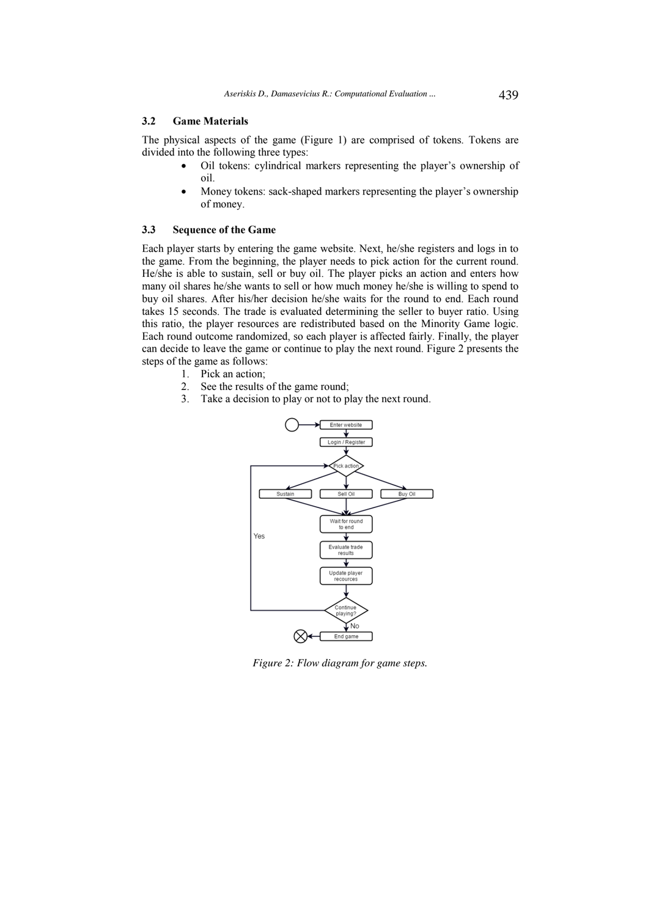### 3.2 Game Materials

The physical aspects of the game (Figure 1) are comprised of tokens. Tokens are divided into the following three types:

- Oil tokens: cylindrical markers representing the player's ownership of oil.
- Money tokens: sack-shaped markers representing the player's ownership of money.

### 3.3 Sequence of the Game

Each player starts by entering the game website. Next, he/she registers and logs in to the game. From the beginning, the player needs to pick action for the current round. He/she is able to sustain, sell or buy oil. The player picks an action and enters how many oil shares he/she wants to sell or how much money he/she is willing to spend to buy oil shares. After his/her decision he/she waits for the round to end. Each round takes 15 seconds. The trade is evaluated determining the seller to buyer ratio. Using this ratio, the player resources are redistributed based on the Minority Game logic. Each round outcome randomized, so each player is affected fairly. Finally, the player can decide to leave the game or continue to play the next round. Figure 2 presents the steps of the game as follows:

1. Pick an action;
2. See the results of the game round;
3. Take a decision to play or not to play the next round.

*Figure 2: Flow diagram for game steps.*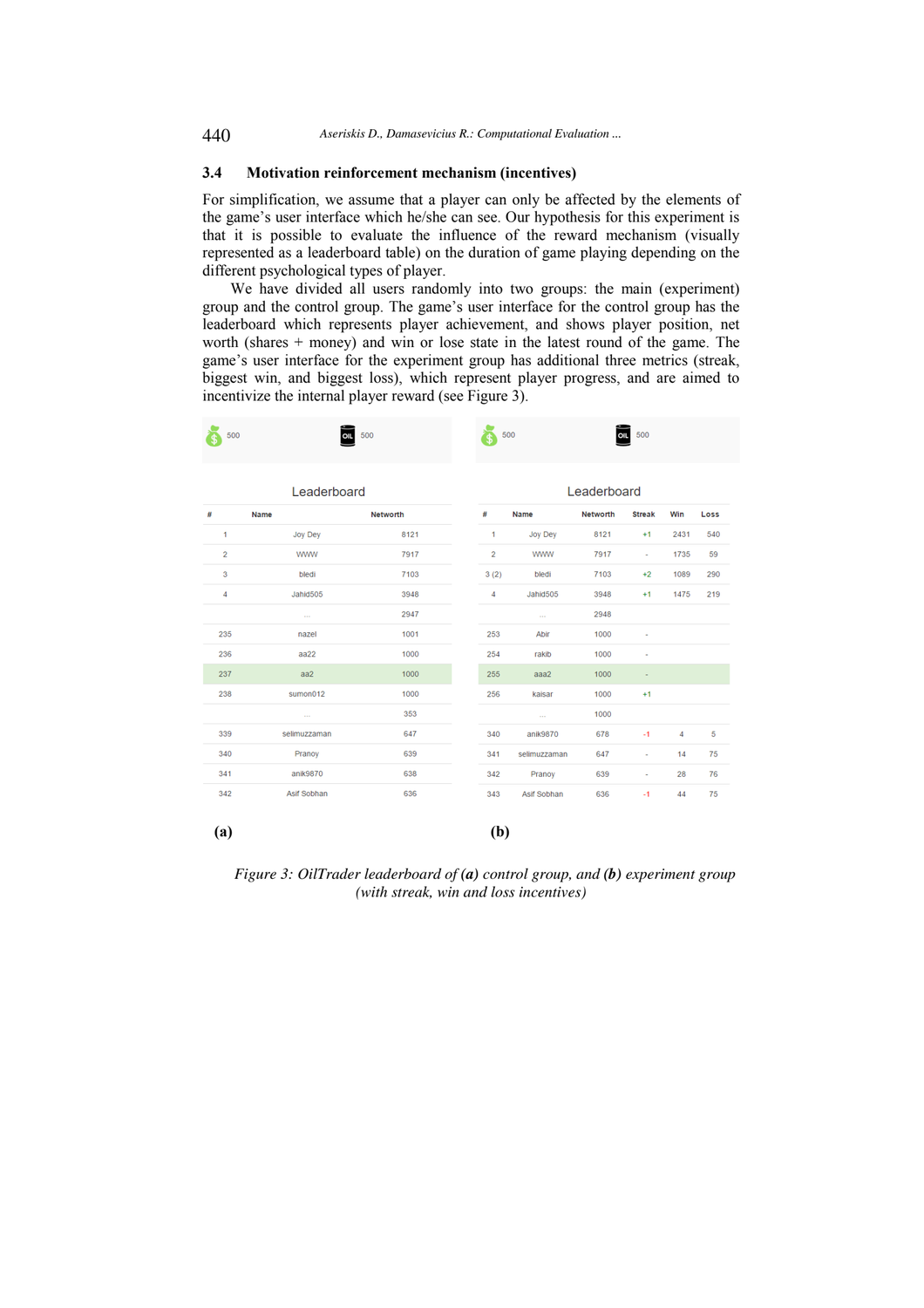### 3.4 Motivation reinforcement mechanism (incentives)

For simplification, we assume that a player can only be affected by the elements of the game's user interface which he/she can see. Our hypothesis for this experiment is that it is possible to evaluate the influence of the reward mechanism (visually represented as a leaderboard table) on the duration of game playing depending on the different psychological types of player.

We have divided all users randomly into two groups: the main (experiment) group and the control group. The game's user interface for the control group has the leaderboard which represents player achievement, and shows player position, net worth (shares + money) and win or lose state in the latest round of the game. The game's user interface for the experiment group has additional three metrics (streak, biggest win, and biggest loss), which represent player progress, and are aimed to incentivize the internal player reward (see Figure 3).

500 OIL 500

Leaderboard

| # | Name | Networth |
|---|---|---|
| 1 | Joy Dey | 8121 |
| 2 | WWW | 7917 |
| 3 | bledi | 7103 |
| 4 | Jahid505 | 3948 |
| | ... | 2947 |
| 235 | nazel | 1001 |
| 236 | aa22 | 1000 |
| 237 | aa2 | 1000 |
| 238 | sumon012 | 1000 |
| | ... | 353 |
| 339 | selimuzzaman | 647 |
| 340 | Pranoy | 639 |
| 341 | anik9870 | 638 |
| 342 | Asif Sobhan | 636 |

**(a)**

500 OIL 500

Leaderboard

| # | Name | Networth | Streak | Win | Loss |
|---|---|---|---|---|---|
| 1 | Joy Dey | 8121 | +1 | 2431 | 540 |
| 2 | WWW | 7917 | - | 1735 | 59 |
| 3 (2) | bledi | 7103 | +2 | 1089 | 290 |
| 4 | Jahid505 | 3948 | +1 | 1475 | 219 |
| | ... | 2948 | | | |
| 253 | Abir | 1000 | - | | |
| 254 | rakib | 1000 | - | | |
| 255 | aaa2 | 1000 | - | | |
| 256 | kaisar | 1000 | +1 | | |
| | ... | 1000 | | | |
| 340 | anik9870 | 678 | -1 | 4 | 5 |
| 341 | selimuzzaman | 647 | - | 14 | 75 |
| 342 | Pranoy | 639 | - | 28 | 76 |
| 343 | Asif Sobhan | 636 | -1 | 44 | 75 |

**(b)**

*Figure 3: OilTrader leaderboard of **(a)** control group, and **(b)** experiment group (with streak, win and loss incentives)*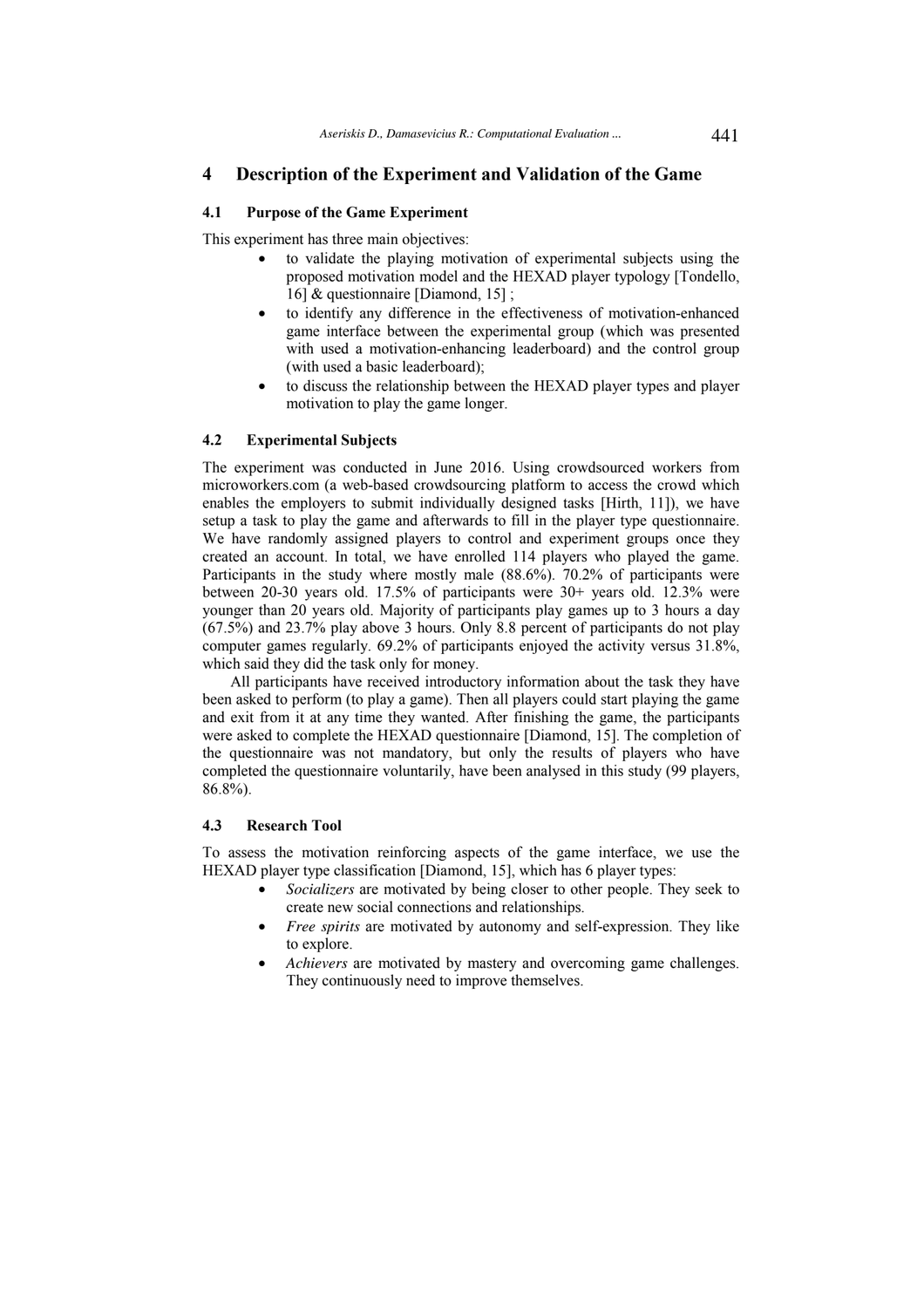# 4 Description of the Experiment and Validation of the Game

## 4.1 Purpose of the Game Experiment

This experiment has three main objectives:

- to validate the playing motivation of experimental subjects using the proposed motivation model and the HEXAD player typology [Tondello, 16] & questionnaire [Diamond, 15] ;
- to identify any difference in the effectiveness of motivation-enhanced game interface between the experimental group (which was presented with used a motivation-enhancing leaderboard) and the control group (with used a basic leaderboard);
- to discuss the relationship between the HEXAD player types and player motivation to play the game longer.

## 4.2 Experimental Subjects

The experiment was conducted in June 2016. Using crowdsourced workers from microworkers.com (a web-based crowdsourcing platform to access the crowd which enables the employers to submit individually designed tasks [Hirth, 11]), we have setup a task to play the game and afterwards to fill in the player type questionnaire. We have randomly assigned players to control and experiment groups once they created an account. In total, we have enrolled 114 players who played the game. Participants in the study where mostly male (88.6%). 70.2% of participants were between 20-30 years old. 17.5% of participants were 30+ years old. 12.3% were younger than 20 years old. Majority of participants play games up to 3 hours a day (67.5%) and 23.7% play above 3 hours. Only 8.8 percent of participants do not play computer games regularly. 69.2% of participants enjoyed the activity versus 31.8%, which said they did the task only for money.

All participants have received introductory information about the task they have been asked to perform (to play a game). Then all players could start playing the game and exit from it at any time they wanted. After finishing the game, the participants were asked to complete the HEXAD questionnaire [Diamond, 15]. The completion of the questionnaire was not mandatory, but only the results of players who have completed the questionnaire voluntarily, have been analysed in this study (99 players, 86.8%).

## 4.3 Research Tool

To assess the motivation reinforcing aspects of the game interface, we use the HEXAD player type classification [Diamond, 15], which has 6 player types:

- *Socializers* are motivated by being closer to other people. They seek to create new social connections and relationships.
- *Free spirits* are motivated by autonomy and self-expression. They like to explore.
- *Achievers* are motivated by mastery and overcoming game challenges. They continuously need to improve themselves.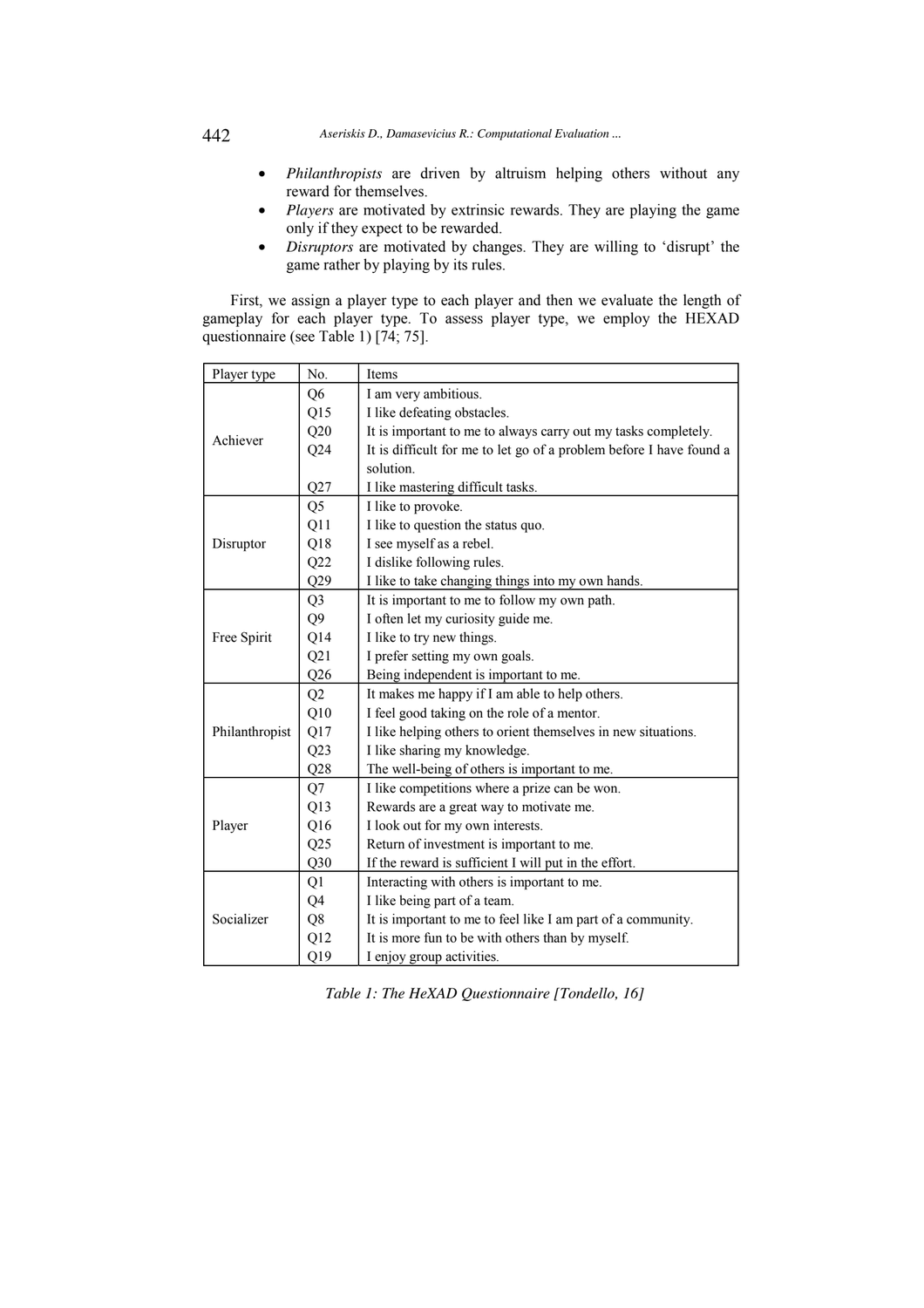- *Philanthropists* are driven by altruism helping others without any reward for themselves.
- *Players* are motivated by extrinsic rewards. They are playing the game only if they expect to be rewarded.
- *Disruptors* are motivated by changes. They are willing to 'disrupt' the game rather by playing by its rules.

First, we assign a player type to each player and then we evaluate the length of gameplay for each player type. To assess player type, we employ the HEXAD questionnaire (see Table 1) [74; 75].

| Player type | No. | Items |
|---|---|---|
| Achiever | Q6 | I am very ambitious. |
| | Q15 | I like defeating obstacles. |
| | Q20 | It is important to me to always carry out my tasks completely. |
| | Q24 | It is difficult for me to let go of a problem before I have found a solution. |
| | Q27 | I like mastering difficult tasks. |
| Disruptor | Q5 | I like to provoke. |
| | Q11 | I like to question the status quo. |
| | Q18 | I see myself as a rebel. |
| | Q22 | I dislike following rules. |
| | Q29 | I like to take changing things into my own hands. |
| Free Spirit | Q3 | It is important to me to follow my own path. |
| | Q9 | I often let my curiosity guide me. |
| | Q14 | I like to try new things. |
| | Q21 | I prefer setting my own goals. |
| | Q26 | Being independent is important to me. |
| Philanthropist | Q2 | It makes me happy if I am able to help others. |
| | Q10 | I feel good taking on the role of a mentor. |
| | Q17 | I like helping others to orient themselves in new situations. |
| | Q23 | I like sharing my knowledge. |
| | Q28 | The well-being of others is important to me. |
| Player | Q7 | I like competitions where a prize can be won. |
| | Q13 | Rewards are a great way to motivate me. |
| | Q16 | I look out for my own interests. |
| | Q25 | Return of investment is important to me. |
| | Q30 | If the reward is sufficient I will put in the effort. |
| Socializer | Q1 | Interacting with others is important to me. |
| | Q4 | I like being part of a team. |
| | Q8 | It is important to me to feel like I am part of a community. |
| | Q12 | It is more fun to be with others than by myself. |
| | Q19 | I enjoy group activities. |

*Table 1: The HeXAD Questionnaire [Tondello, 16]*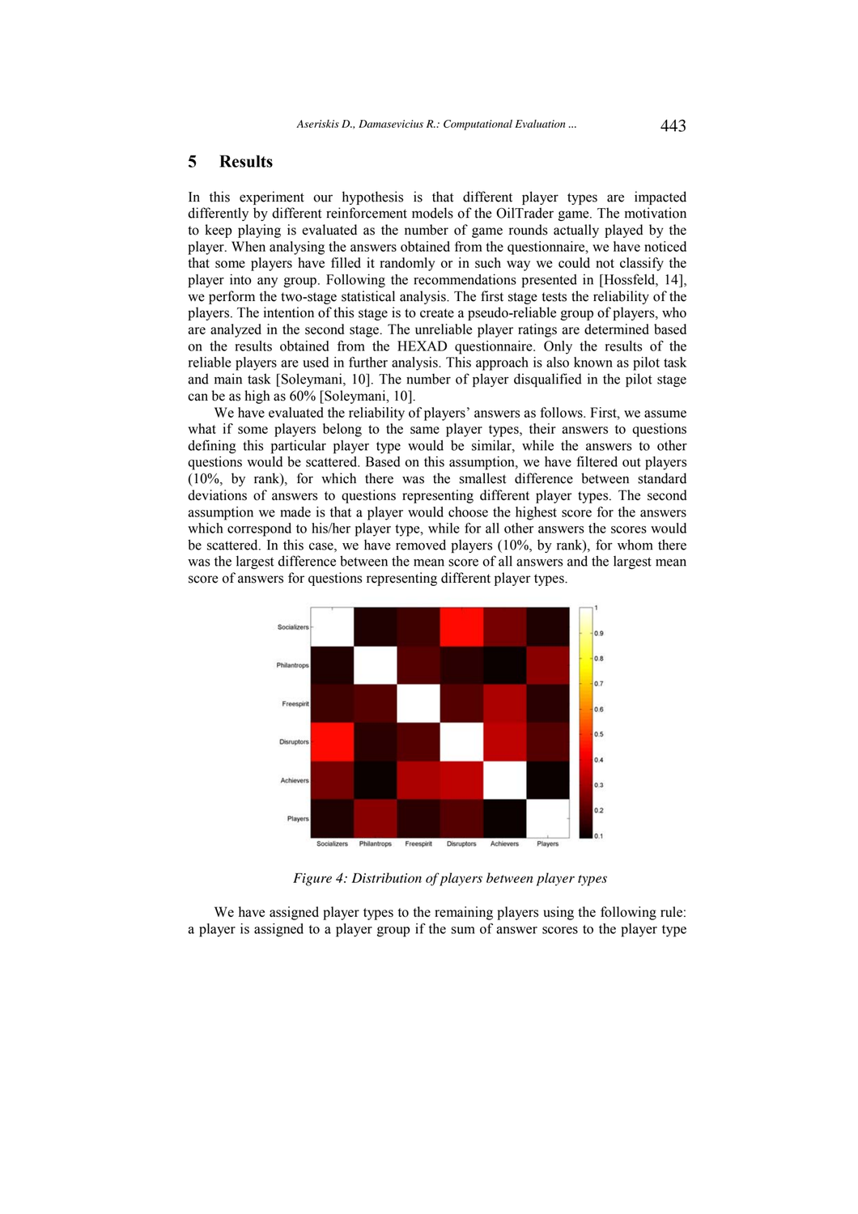## 5 Results

In this experiment our hypothesis is that different player types are impacted differently by different reinforcement models of the OilTrader game. The motivation to keep playing is evaluated as the number of game rounds actually played by the player. When analysing the answers obtained from the questionnaire, we have noticed that some players have filled it randomly or in such way we could not classify the player into any group. Following the recommendations presented in [Hossfeld, 14], we perform the two-stage statistical analysis. The first stage tests the reliability of the players. The intention of this stage is to create a pseudo-reliable group of players, who are analyzed in the second stage. The unreliable player ratings are determined based on the results obtained from the HEXAD questionnaire. Only the results of the reliable players are used in further analysis. This approach is also known as pilot task and main task [Soleymani, 10]. The number of player disqualified in the pilot stage can be as high as 60% [Soleymani, 10].

We have evaluated the reliability of players' answers as follows. First, we assume what if some players belong to the same player types, their answers to questions defining this particular player type would be similar, while the answers to other questions would be scattered. Based on this assumption, we have filtered out players (10%, by rank), for which there was the smallest difference between standard deviations of answers to questions representing different player types. The second assumption we made is that a player would choose the highest score for the answers which correspond to his/her player type, while for all other answers the scores would be scattered. In this case, we have removed players (10%, by rank), for whom there was the largest difference between the mean score of all answers and the largest mean score of answers for questions representing different player types.

*Figure 4: Distribution of players between player types*

We have assigned player types to the remaining players using the following rule: a player is assigned to a player group if the sum of answer scores to the player type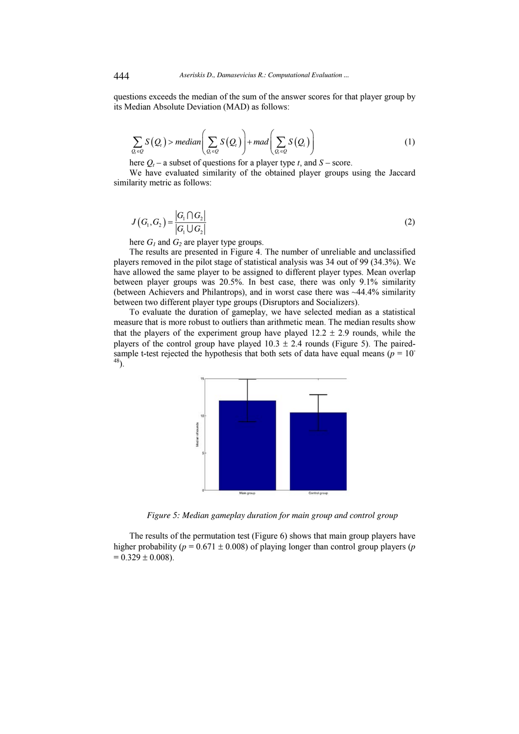questions exceeds the median of the sum of the answer scores for that player group by its Median Absolute Deviation (MAD) as follows:

$$\sum_{Q_t \in Q} S(Q_t) > median\left(\sum_{Q_t \in Q} S(Q_t)\right) + mad\left(\sum_{Q_i \in Q} S(Q_i)\right) \tag{1}$$

here $Q_t$ – a subset of questions for a player type $t$, and $S$ – score.

We have evaluated similarity of the obtained player groups using the Jaccard similarity metric as follows:

$$J(G_1, G_2) = \frac{|G_1 \cap G_2|}{|G_1 \cup G_2|} \tag{2}$$

here $G_1$ and $G_2$ are player type groups.

The results are presented in Figure 4. The number of unreliable and unclassified players removed in the pilot stage of statistical analysis was 34 out of 99 (34.3%). We have allowed the same player to be assigned to different player types. Mean overlap between player groups was 20.5%. In best case, there was only 9.1% similarity (between Achievers and Philantrops), and in worst case there was ~44.4% similarity between two different player type groups (Disruptors and Socializers).

To evaluate the duration of gameplay, we have selected median as a statistical measure that is more robust to outliers than arithmetic mean. The median results show that the players of the experiment group have played 12.2 ± 2.9 rounds, while the players of the control group have played 10.3 ± 2.4 rounds (Figure 5). The paired-sample t-test rejected the hypothesis that both sets of data have equal means ($p = 10^{-48}$).

*Figure 5: Median gameplay duration for main group and control group*

The results of the permutation test (Figure 6) shows that main group players have higher probability ($p = 0.671 \pm 0.008$) of playing longer than control group players ($p = 0.329 \pm 0.008$).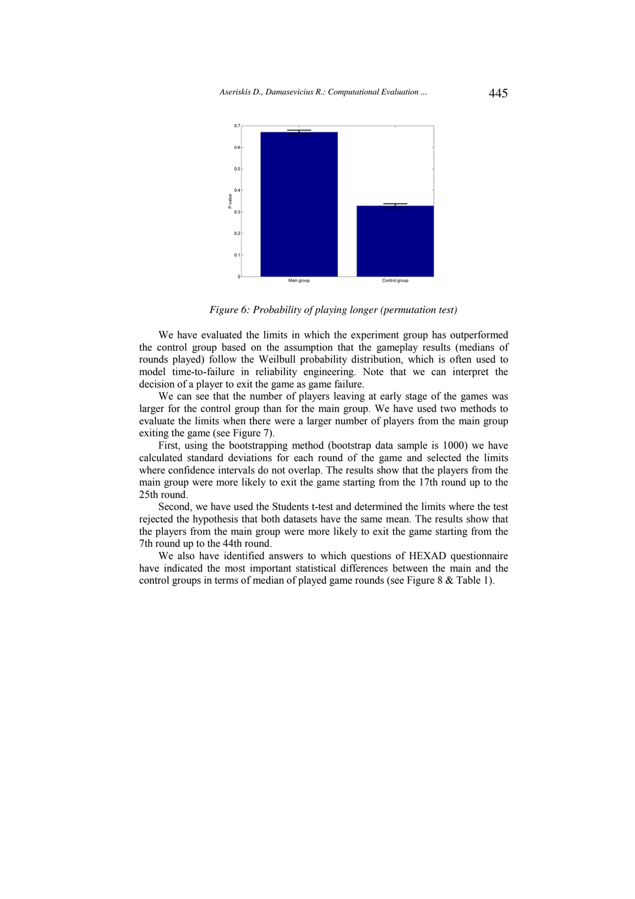*Figure 6: Probability of playing longer (permutation test)*

We have evaluated the limits in which the experiment group has outperformed the control group based on the assumption that the gameplay results (medians of rounds played) follow the Weilbull probability distribution, which is often used to model time-to-failure in reliability engineering. Note that we can interpret the decision of a player to exit the game as game failure.

We can see that the number of players leaving at early stage of the games was larger for the control group than for the main group. We have used two methods to evaluate the limits when there were a larger number of players from the main group exiting the game (see Figure 7).

First, using the bootstrapping method (bootstrap data sample is 1000) we have calculated standard deviations for each round of the game and selected the limits where confidence intervals do not overlap. The results show that the players from the main group were more likely to exit the game starting from the 17th round up to the 25th round.

Second, we have used the Students t-test and determined the limits where the test rejected the hypothesis that both datasets have the same mean. The results show that the players from the main group were more likely to exit the game starting from the 7th round up to the 44th round.

We also have identified answers to which questions of HEXAD questionnaire have indicated the most important statistical differences between the main and the control groups in terms of median of played game rounds (see Figure 8 & Table 1).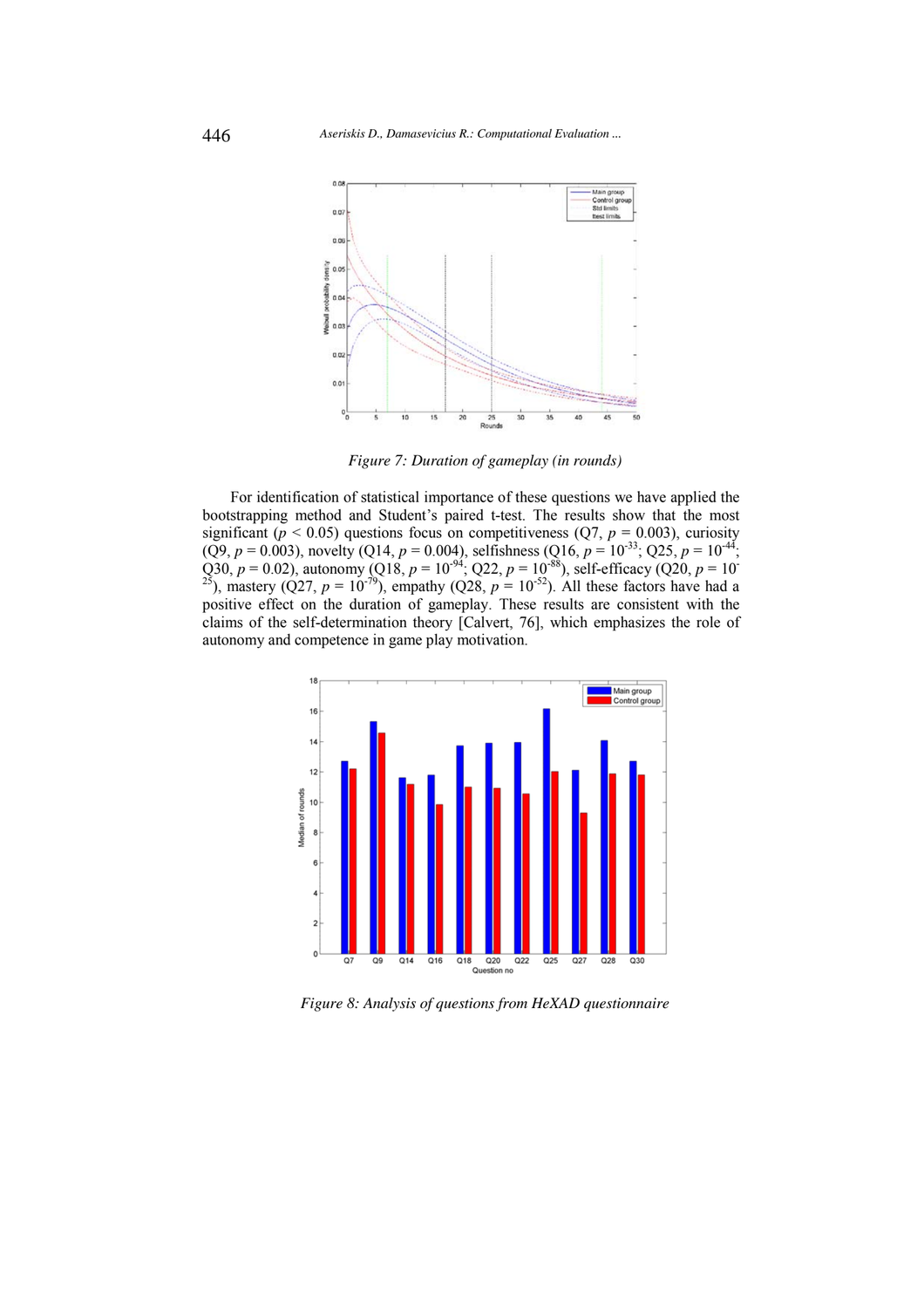*Figure 7: Duration of gameplay (in rounds)*

For identification of statistical importance of these questions we have applied the bootstrapping method and Student's paired t-test. The results show that the most significant ($p < 0.05$) questions focus on competitiveness (Q7, $p = 0.003$), curiosity (Q9, $p = 0.003$), novelty (Q14, $p = 0.004$), selfishness (Q16, $p = 10^{-33}$; Q25, $p = 10^{-44}$; Q30, $p = 0.02$), autonomy (Q18, $p = 10^{-94}$; Q22, $p = 10^{-88}$), self-efficacy (Q20, $p = 10^{-25}$), mastery (Q27, $p = 10^{-79}$), empathy (Q28, $p = 10^{-52}$). All these factors have had a positive effect on the duration of gameplay. These results are consistent with the claims of the self-determination theory [Calvert, 76], which emphasizes the role of autonomy and competence in game play motivation.

*Figure 8: Analysis of questions from HeXAD questionnaire*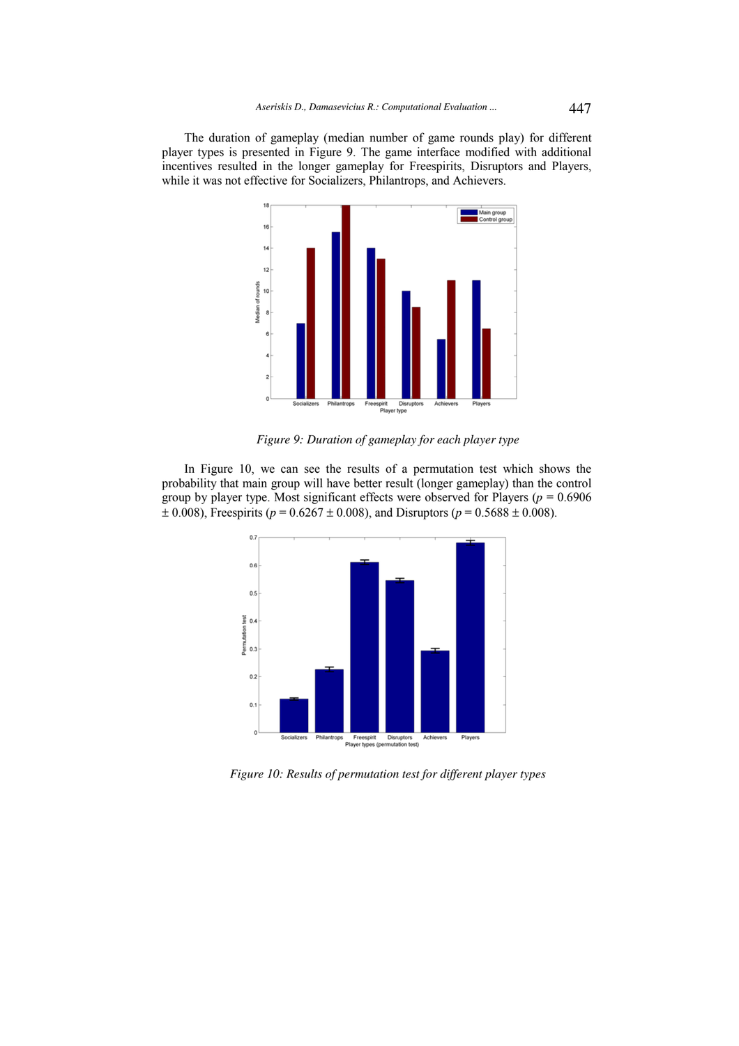The duration of gameplay (median number of game rounds play) for different player types is presented in Figure 9. The game interface modified with additional incentives resulted in the longer gameplay for Freespirits, Disruptors and Players, while it was not effective for Socializers, Philantrops, and Achievers.

Figure 9: Duration of gameplay for each player type

In Figure 10, we can see the results of a permutation test which shows the probability that main group will have better result (longer gameplay) than the control group by player type. Most significant effects were observed for Players ($p = 0.6906 \pm 0.008$), Freespirits ($p = 0.6267 \pm 0.008$), and Disruptors ($p = 0.5688 \pm 0.008$).

Figure 10: Results of permutation test for different player types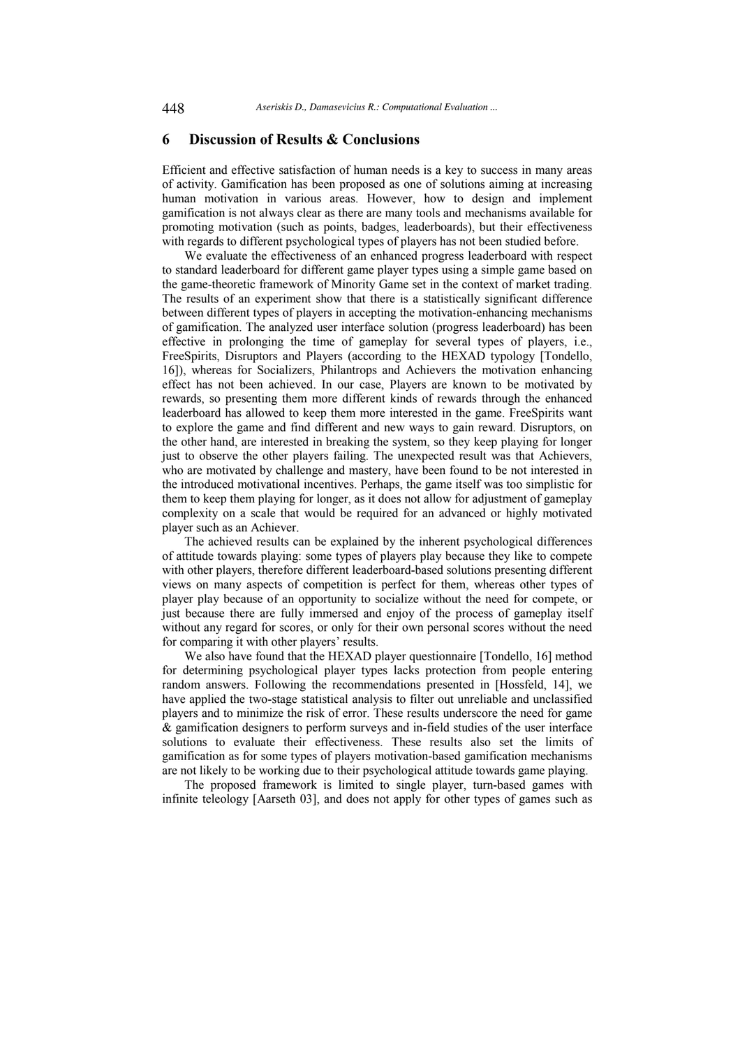## 6 Discussion of Results & Conclusions

Efficient and effective satisfaction of human needs is a key to success in many areas of activity. Gamification has been proposed as one of solutions aiming at increasing human motivation in various areas. However, how to design and implement gamification is not always clear as there are many tools and mechanisms available for promoting motivation (such as points, badges, leaderboards), but their effectiveness with regards to different psychological types of players has not been studied before.

We evaluate the effectiveness of an enhanced progress leaderboard with respect to standard leaderboard for different game player types using a simple game based on the game-theoretic framework of Minority Game set in the context of market trading. The results of an experiment show that there is a statistically significant difference between different types of players in accepting the motivation-enhancing mechanisms of gamification. The analyzed user interface solution (progress leaderboard) has been effective in prolonging the time of gameplay for several types of players, i.e., FreeSpirits, Disruptors and Players (according to the HEXAD typology [Tondello, 16]), whereas for Socializers, Philantrops and Achievers the motivation enhancing effect has not been achieved. In our case, Players are known to be motivated by rewards, so presenting them more different kinds of rewards through the enhanced leaderboard has allowed to keep them more interested in the game. FreeSpirits want to explore the game and find different and new ways to gain reward. Disruptors, on the other hand, are interested in breaking the system, so they keep playing for longer just to observe the other players failing. The unexpected result was that Achievers, who are motivated by challenge and mastery, have been found to be not interested in the introduced motivational incentives. Perhaps, the game itself was too simplistic for them to keep them playing for longer, as it does not allow for adjustment of gameplay complexity on a scale that would be required for an advanced or highly motivated player such as an Achiever.

The achieved results can be explained by the inherent psychological differences of attitude towards playing: some types of players play because they like to compete with other players, therefore different leaderboard-based solutions presenting different views on many aspects of competition is perfect for them, whereas other types of player play because of an opportunity to socialize without the need for compete, or just because there are fully immersed and enjoy of the process of gameplay itself without any regard for scores, or only for their own personal scores without the need for comparing it with other players' results.

We also have found that the HEXAD player questionnaire [Tondello, 16] method for determining psychological player types lacks protection from people entering random answers. Following the recommendations presented in [Hossfeld, 14], we have applied the two-stage statistical analysis to filter out unreliable and unclassified players and to minimize the risk of error. These results underscore the need for game & gamification designers to perform surveys and in-field studies of the user interface solutions to evaluate their effectiveness. These results also set the limits of gamification as for some types of players motivation-based gamification mechanisms are not likely to be working due to their psychological attitude towards game playing.

The proposed framework is limited to single player, turn-based games with infinite teleology [Aarseth 03], and does not apply for other types of games such as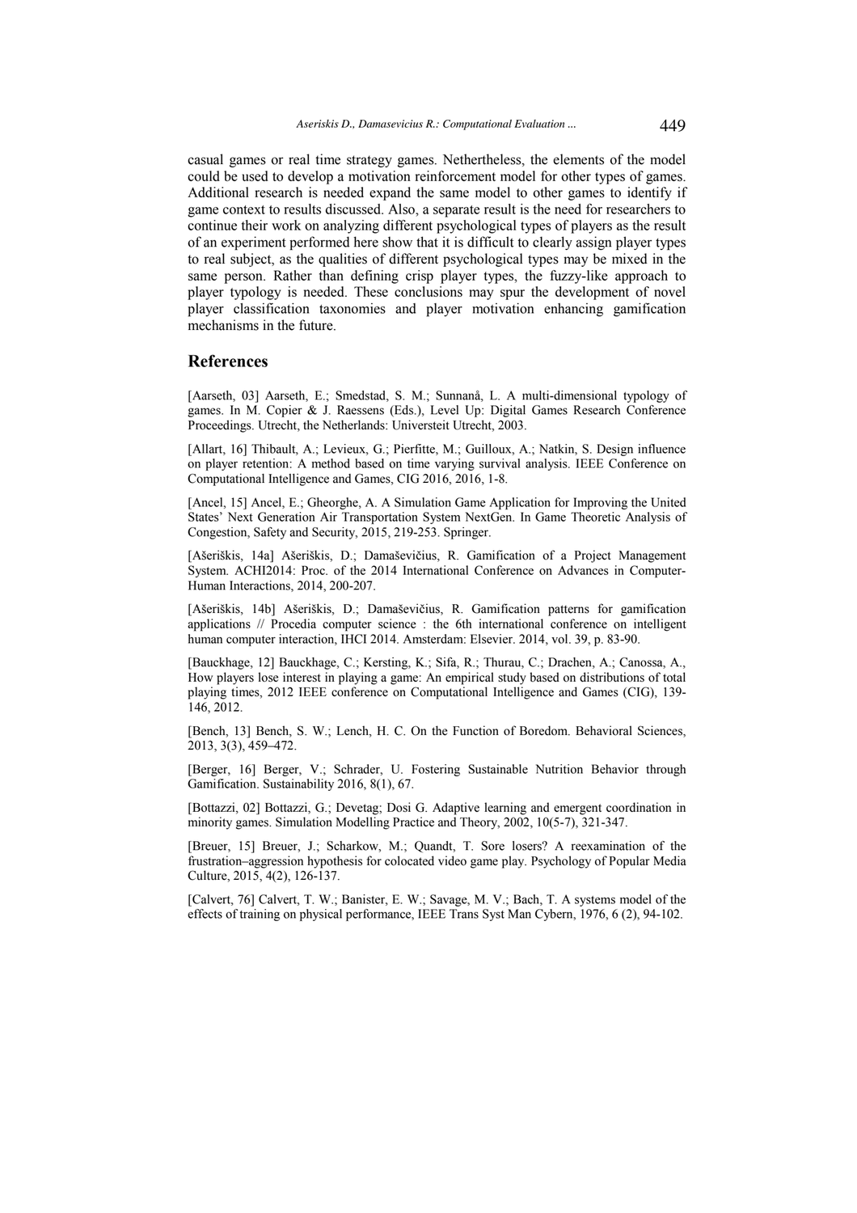casual games or real time strategy games. Neththerless, the elements of the model could be used to develop a motivation reinforcement model for other types of games. Additional research is needed expand the same model to other games to identify if game context to results discussed. Also, a separate result is the need for researchers to continue their work on analyzing different psychological types of players as the result of an experiment performed here show that it is difficult to clearly assign player types to real subject, as the qualities of different psychological types may be mixed in the same person. Rather than defining crisp player types, the fuzzy-like approach to player typology is needed. These conclusions may spur the development of novel player classification taxonomies and player motivation enhancing gamification mechanisms in the future.

## References

[Aarseth, 03] Aarseth, E.; Smedstad, S. M.; Sunnanå, L. A multi-dimensional typology of games. In M. Copier & J. Raessens (Eds.), Level Up: Digital Games Research Conference Proceedings. Utrecht, the Netherlands: Universteit Utrecht, 2003.

[Allart, 16] Thibault, A.; Levieux, G.; Pierfitte, M.; Guilloux, A.; Natkin, S. Design influence on player retention: A method based on time varying survival analysis. IEEE Conference on Computational Intelligence and Games, CIG 2016, 2016, 1-8.

[Ancel, 15] Ancel, E.; Gheorghe, A. A Simulation Game Application for Improving the United States' Next Generation Air Transportation System NextGen. In Game Theoretic Analysis of Congestion, Safety and Security, 2015, 219-253. Springer.

[Ašeriškis, 14a] Ašeriškis, D.; Damaševičius, R. Gamification of a Project Management System. ACHI2014: Proc. of the 2014 International Conference on Advances in Computer-Human Interactions, 2014, 200-207.

[Ašeriškis, 14b] Ašeriškis, D.; Damaševičius, R. Gamification patterns for gamification applications // Procedia computer science : the 6th international conference on intelligent human computer interaction, IHCI 2014. Amsterdam: Elsevier. 2014, vol. 39, p. 83-90.

[Bauckhage, 12] Bauckhage, C.; Kersting, K.; Sifa, R.; Thurau, C.; Drachen, A.; Canossa, A., How players lose interest in playing a game: An empirical study based on distributions of total playing times, 2012 IEEE conference on Computational Intelligence and Games (CIG), 139-146, 2012.

[Bench, 13] Bench, S. W.; Lench, H. C. On the Function of Boredom. Behavioral Sciences, 2013, 3(3), 459–472.

[Berger, 16] Berger, V.; Schrader, U. Fostering Sustainable Nutrition Behavior through Gamification. Sustainability 2016, 8(1), 67.

[Bottazzi, 02] Bottazzi, G.; Devetag; Dosi G. Adaptive learning and emergent coordination in minority games. Simulation Modelling Practice and Theory, 2002, 10(5-7), 321-347.

[Breuer, 15] Breuer, J.; Scharkow, M.; Quandt, T. Sore losers? A reexamination of the frustration–aggression hypothesis for colocated video game play. Psychology of Popular Media Culture, 2015, 4(2), 126-137.

[Calvert, 76] Calvert, T. W.; Banister, E. W.; Savage, M. V.; Bach, T. A systems model of the effects of training on physical performance, IEEE Trans Syst Man Cybern, 1976, 6 (2), 94-102.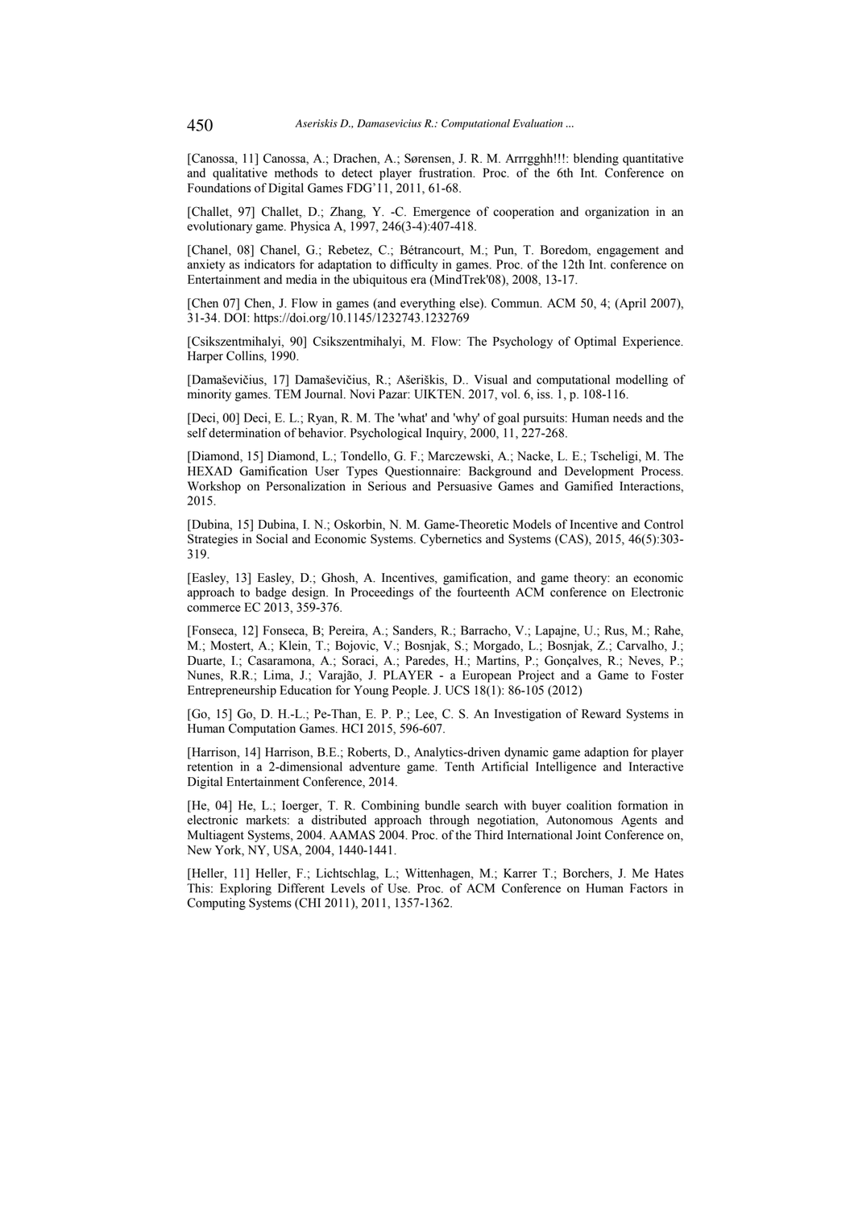[Canossa, 11] Canossa, A.; Drachen, A.; Sørensen, J. R. M. Arrrgghh!!!: blending quantitative and qualitative methods to detect player frustration. Proc. of the 6th Int. Conference on Foundations of Digital Games FDG'11, 2011, 61-68.

[Challet, 97] Challet, D.; Zhang, Y. -C. Emergence of cooperation and organization in an evolutionary game. Physica A, 1997, 246(3-4):407-418.

[Chanel, 08] Chanel, G.; Rebetez, C.; Bétrancourt, M.; Pun, T. Boredom, engagement and anxiety as indicators for adaptation to difficulty in games. Proc. of the 12th Int. conference on Entertainment and media in the ubiquitous era (MindTrek'08), 2008, 13-17.

[Chen 07] Chen, J. Flow in games (and everything else). Commun. ACM 50, 4; (April 2007), 31-34. DOI: https://doi.org/10.1145/1232743.1232769

[Csikszentmihalyi, 90] Csikszentmihalyi, M. Flow: The Psychology of Optimal Experience. Harper Collins, 1990.

[Damaševičius, 17] Damaševičius, R.; Ašeriškis, D.. Visual and computational modelling of minority games. TEM Journal. Novi Pazar: UIKTEN. 2017, vol. 6, iss. 1, p. 108-116.

[Deci, 00] Deci, E. L.; Ryan, R. M. The 'what' and 'why' of goal pursuits: Human needs and the self determination of behavior. Psychological Inquiry, 2000, 11, 227-268.

[Diamond, 15] Diamond, L.; Tondello, G. F.; Marczewski, A.; Nacke, L. E.; Tscheligi, M. The HEXAD Gamification User Types Questionnaire: Background and Development Process. Workshop on Personalization in Serious and Persuasive Games and Gamified Interactions, 2015.

[Dubina, 15] Dubina, I. N.; Oskorbin, N. M. Game-Theoretic Models of Incentive and Control Strategies in Social and Economic Systems. Cybernetics and Systems (CAS), 2015, 46(5):303-319.

[Easley, 13] Easley, D.; Ghosh, A. Incentives, gamification, and game theory: an economic approach to badge design. In Proceedings of the fourteenth ACM conference on Electronic commerce EC 2013, 359-376.

[Fonseca, 12] Fonseca, B; Pereira, A.; Sanders, R.; Barracho, V.; Lapajne, U.; Rus, M.; Rahe, M.; Mostert, A.; Klein, T.; Bojovic, V.; Bosnjak, S.; Morgado, L.; Bosnjak, Z.; Carvalho, J.; Duarte, I.; Casaramona, A.; Soraci, A.; Paredes, H.; Martins, P.; Gonçalves, R.; Neves, P.; Nunes, R.R.; Lima, J.; Varajão, J. PLAYER - a European Project and a Game to Foster Entrepreneurship Education for Young People. J. UCS 18(1): 86-105 (2012)

[Go, 15] Go, D. H.-L.; Pe-Than, E. P. P.; Lee, C. S. An Investigation of Reward Systems in Human Computation Games. HCI 2015, 596-607.

[Harrison, 14] Harrison, B.E.; Roberts, D., Analytics-driven dynamic game adaption for player retention in a 2-dimensional adventure game. Tenth Artificial Intelligence and Interactive Digital Entertainment Conference, 2014.

[He, 04] He, L.; Ioerger, T. R. Combining bundle search with buyer coalition formation in electronic markets: a distributed approach through negotiation, Autonomous Agents and Multiagent Systems, 2004. AAMAS 2004. Proc. of the Third International Joint Conference on, New York, NY, USA, 2004, 1440-1441.

[Heller, 11] Heller, F.; Lichtschlag, L.; Wittenhagen, M.; Karrer T.; Borchers, J. Me Hates This: Exploring Different Levels of Use. Proc. of ACM Conference on Human Factors in Computing Systems (CHI 2011), 2011, 1357-1362.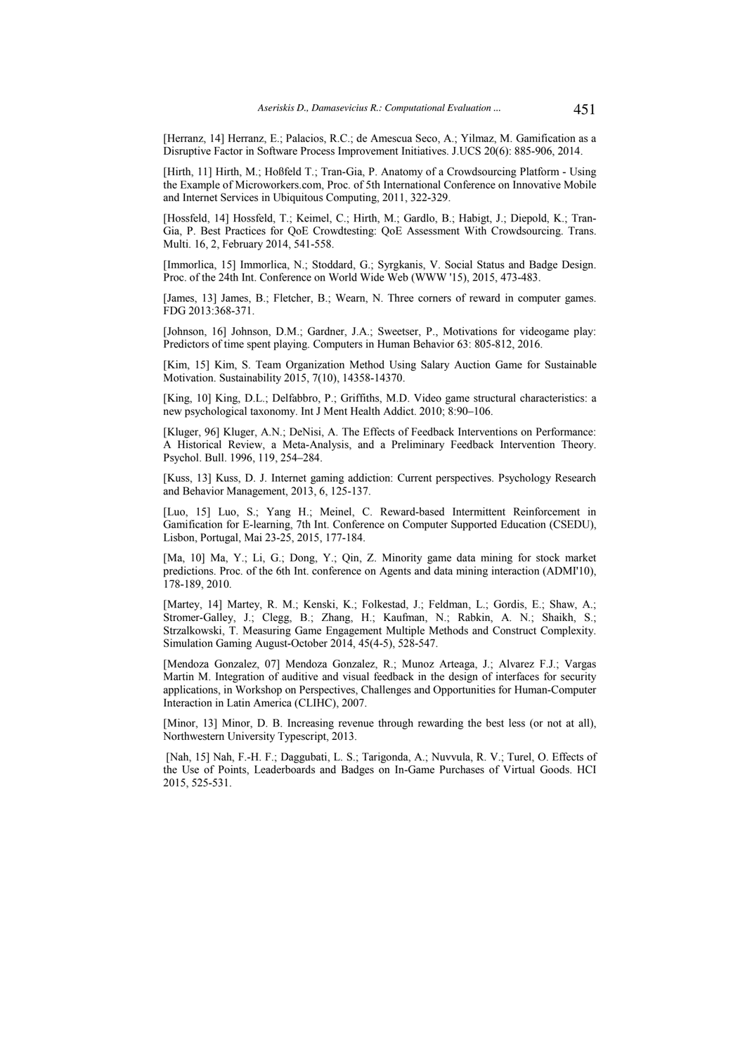[Herranz, 14] Herranz, E.; Palacios, R.C.; de Amescua Seco, A.; Yilmaz, M. Gamification as a Disruptive Factor in Software Process Improvement Initiatives. J.UCS 20(6): 885-906, 2014.

[Hirth, 11] Hirth, M.; Hoßfeld T.; Tran-Gia, P. Anatomy of a Crowdsourcing Platform - Using the Example of Microworkers.com, Proc. of 5th International Conference on Innovative Mobile and Internet Services in Ubiquitous Computing, 2011, 322-329.

[Hossfeld, 14] Hossfeld, T.; Keimel, C.; Hirth, M.; Gardlo, B.; Habigt, J.; Diepold, K.; Tran-Gia, P. Best Practices for QoE Crowdtesting: QoE Assessment With Crowdsourcing. Trans. Multi. 16, 2, February 2014, 541-558.

[Immorlica, 15] Immorlica, N.; Stoddard, G.; Syrgkanis, V. Social Status and Badge Design. Proc. of the 24th Int. Conference on World Wide Web (WWW '15), 2015, 473-483.

[James, 13] James, B.; Fletcher, B.; Wearn, N. Three corners of reward in computer games. FDG 2013:368-371.

[Johnson, 16] Johnson, D.M.; Gardner, J.A.; Sweetser, P., Motivations for videogame play: Predictors of time spent playing. Computers in Human Behavior 63: 805-812, 2016.

[Kim, 15] Kim, S. Team Organization Method Using Salary Auction Game for Sustainable Motivation. Sustainability 2015, 7(10), 14358-14370.

[King, 10] King, D.L.; Delfabbro, P.; Griffiths, M.D. Video game structural characteristics: a new psychological taxonomy. Int J Ment Health Addict. 2010; 8:90–106.

[Kluger, 96] Kluger, A.N.; DeNisi, A. The Effects of Feedback Interventions on Performance: A Historical Review, a Meta-Analysis, and a Preliminary Feedback Intervention Theory. Psychol. Bull. 1996, 119, 254–284.

[Kuss, 13] Kuss, D. J. Internet gaming addiction: Current perspectives. Psychology Research and Behavior Management, 2013, 6, 125-137.

[Luo, 15] Luo, S.; Yang H.; Meinel, C. Reward-based Intermittent Reinforcement in Gamification for E-learning, 7th Int. Conference on Computer Supported Education (CSEDU), Lisbon, Portugal, Mai 23-25, 2015, 177-184.

[Ma, 10] Ma, Y.; Li, G.; Dong, Y.; Qin, Z. Minority game data mining for stock market predictions. Proc. of the 6th Int. conference on Agents and data mining interaction (ADMI'10), 178-189, 2010.

[Martey, 14] Martey, R. M.; Kenski, K.; Folkestad, J.; Feldman, L.; Gordis, E.; Shaw, A.; Stromer-Galley, J.; Clegg, B.; Zhang, H.; Kaufman, N.; Rabkin, A. N.; Shaikh, S.; Strzalkowski, T. Measuring Game Engagement Multiple Methods and Construct Complexity. Simulation Gaming August-October 2014, 45(4-5), 528-547.

[Mendoza Gonzalez, 07] Mendoza Gonzalez, R.; Munoz Arteaga, J.; Alvarez F.J.; Vargas Martin M. Integration of auditive and visual feedback in the design of interfaces for security applications, in Workshop on Perspectives, Challenges and Opportunities for Human-Computer Interaction in Latin America (CLIHC), 2007.

[Minor, 13] Minor, D. B. Increasing revenue through rewarding the best less (or not at all), Northwestern University Typescript, 2013.

[Nah, 15] Nah, F.-H. F.; Daggubati, L. S.; Tarigonda, A.; Nuvvula, R. V.; Turel, O. Effects of the Use of Points, Leaderboards and Badges on In-Game Purchases of Virtual Goods. HCI 2015, 525-531.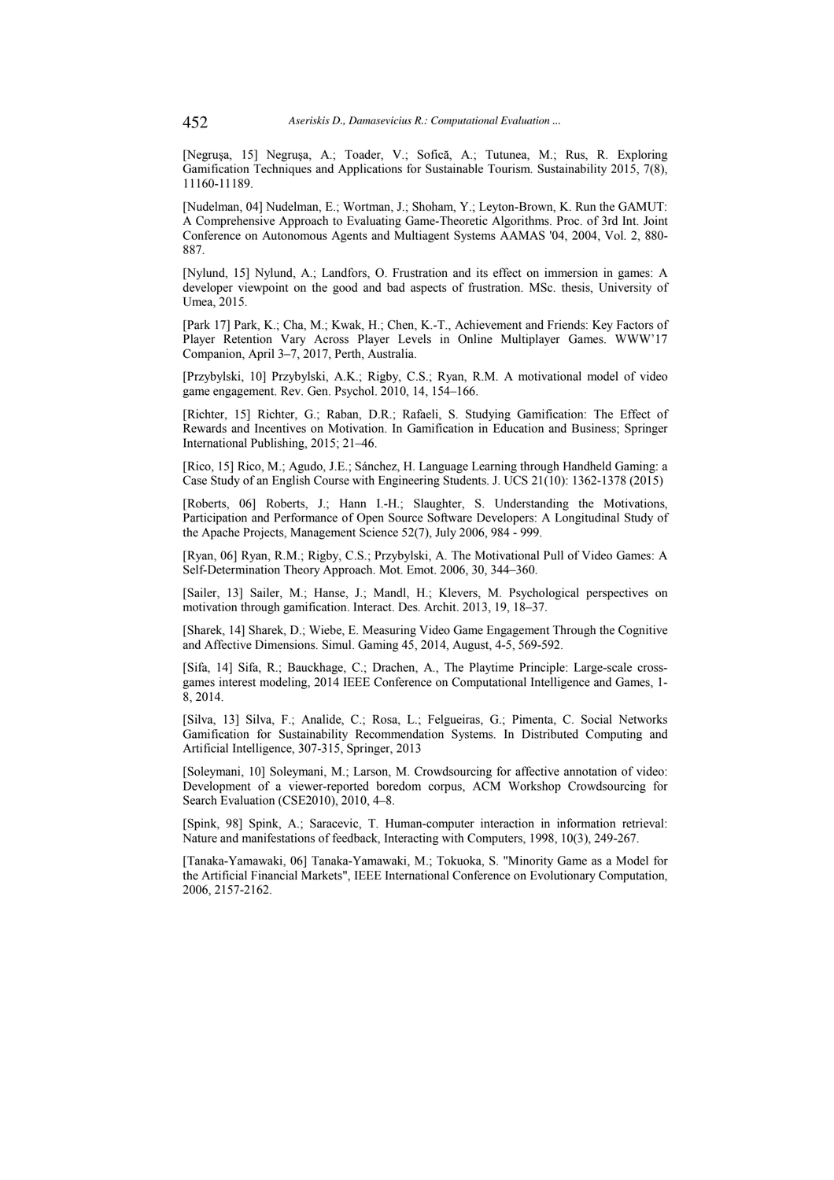[Negruşa, 15] Negruşa, A.; Toader, V.; Sofică, A.; Tutunea, M.; Rus, R. Exploring Gamification Techniques and Applications for Sustainable Tourism. Sustainability 2015, 7(8), 11160-11189.

[Nudelman, 04] Nudelman, E.; Wortman, J.; Shoham, Y.; Leyton-Brown, K. Run the GAMUT: A Comprehensive Approach to Evaluating Game-Theoretic Algorithms. Proc. of 3rd Int. Joint Conference on Autonomous Agents and Multiagent Systems AAMAS '04, 2004, Vol. 2, 880-887.

[Nylund, 15] Nylund, A.; Landfors, O. Frustration and its effect on immersion in games: A developer viewpoint on the good and bad aspects of frustration. MSc. thesis, University of Umea, 2015.

[Park 17] Park, K.; Cha, M.; Kwak, H.; Chen, K.-T., Achievement and Friends: Key Factors of Player Retention Vary Across Player Levels in Online Multiplayer Games. WWW'17 Companion, April 3–7, 2017, Perth, Australia.

[Przybylski, 10] Przybylski, A.K.; Rigby, C.S.; Ryan, R.M. A motivational model of video game engagement. Rev. Gen. Psychol. 2010, 14, 154–166.

[Richter, 15] Richter, G.; Raban, D.R.; Rafaeli, S. Studying Gamification: The Effect of Rewards and Incentives on Motivation. In Gamification in Education and Business; Springer International Publishing, 2015; 21–46.

[Rico, 15] Rico, M.; Agudo, J.E.; Sánchez, H. Language Learning through Handheld Gaming: a Case Study of an English Course with Engineering Students. J. UCS 21(10): 1362-1378 (2015)

[Roberts, 06] Roberts, J.; Hann I.-H.; Slaughter, S. Understanding the Motivations, Participation and Performance of Open Source Software Developers: A Longitudinal Study of the Apache Projects, Management Science 52(7), July 2006, 984 - 999.

[Ryan, 06] Ryan, R.M.; Rigby, C.S.; Przybylski, A. The Motivational Pull of Video Games: A Self-Determination Theory Approach. Mot. Emot. 2006, 30, 344–360.

[Sailer, 13] Sailer, M.; Hanse, J.; Mandl, H.; Klevers, M. Psychological perspectives on motivation through gamification. Interact. Des. Archit. 2013, 19, 18–37.

[Sharek, 14] Sharek, D.; Wiebe, E. Measuring Video Game Engagement Through the Cognitive and Affective Dimensions. Simul. Gaming 45, 2014, August, 4-5, 569-592.

[Sifa, 14] Sifa, R.; Bauckhage, C.; Drachen, A., The Playtime Principle: Large-scale cross-games interest modeling, 2014 IEEE Conference on Computational Intelligence and Games, 1-8, 2014.

[Silva, 13] Silva, F.; Analide, C.; Rosa, L.; Felgueiras, G.; Pimenta, C. Social Networks Gamification for Sustainability Recommendation Systems. In Distributed Computing and Artificial Intelligence, 307-315, Springer, 2013

[Soleymani, 10] Soleymani, M.; Larson, M. Crowdsourcing for affective annotation of video: Development of a viewer-reported boredom corpus, ACM Workshop Crowdsourcing for Search Evaluation (CSE2010), 2010, 4–8.

[Spink, 98] Spink, A.; Saracevic, T. Human-computer interaction in information retrieval: Nature and manifestations of feedback, Interacting with Computers, 1998, 10(3), 249-267.

[Tanaka-Yamawaki, 06] Tanaka-Yamawaki, M.; Tokuoka, S. "Minority Game as a Model for the Artificial Financial Markets", IEEE International Conference on Evolutionary Computation, 2006, 2157-2162.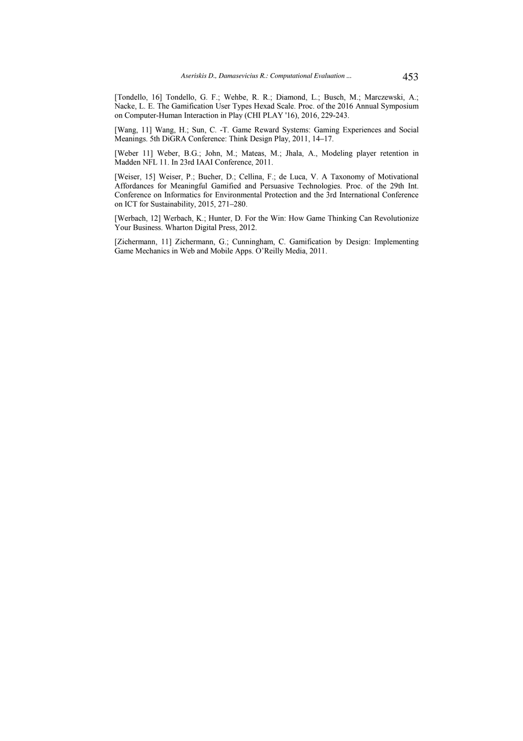[Tondello, 16] Tondello, G. F.; Wehbe, R. R.; Diamond, L.; Busch, M.; Marczewski, A.; Nacke, L. E. The Gamification User Types Hexad Scale. Proc. of the 2016 Annual Symposium on Computer-Human Interaction in Play (CHI PLAY '16), 2016, 229-243.

[Wang, 11] Wang, H.; Sun, C. -T. Game Reward Systems: Gaming Experiences and Social Meanings. 5th DiGRA Conference: Think Design Play, 2011, 14–17.

[Weber 11] Weber, B.G.; John, M.; Mateas, M.; Jhala, A., Modeling player retention in Madden NFL 11. In 23rd IAAI Conference, 2011.

[Weiser, 15] Weiser, P.; Bucher, D.; Cellina, F.; de Luca, V. A Taxonomy of Motivational Affordances for Meaningful Gamified and Persuasive Technologies. Proc. of the 29th Int. Conference on Informatics for Environmental Protection and the 3rd International Conference on ICT for Sustainability, 2015, 271–280.

[Werbach, 12] Werbach, K.; Hunter, D. For the Win: How Game Thinking Can Revolutionize Your Business. Wharton Digital Press, 2012.

[Zichermann, 11] Zichermann, G.; Cunningham, C. Gamification by Design: Implementing Game Mechanics in Web and Mobile Apps. O'Reilly Media, 2011.